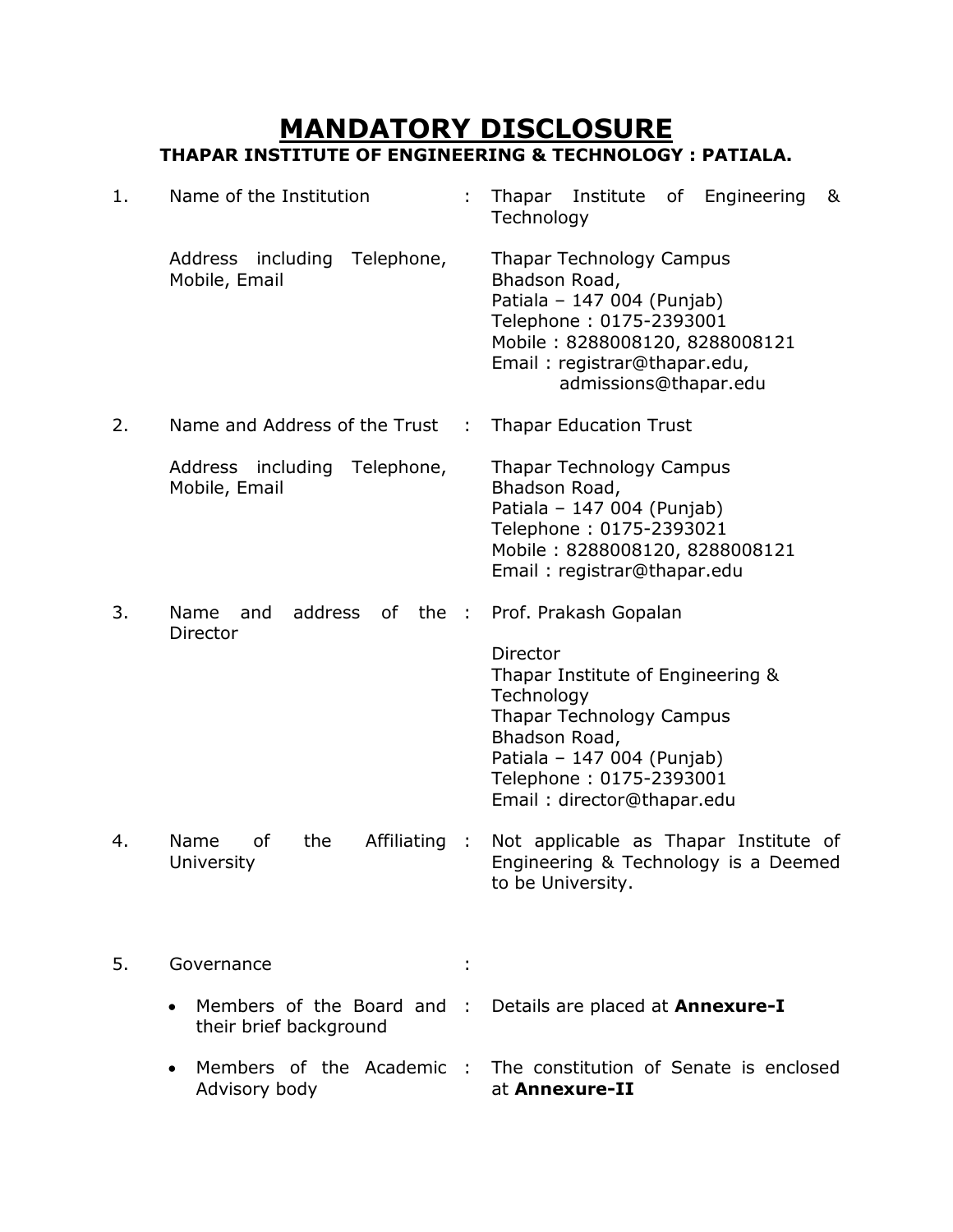# MANDATORY DISCLOSURE

## THAPAR INSTITUTE OF ENGINEERING & TECHNOLOGY : PATIALA.

| | | | |
|---|---|---|---|
| 1. | Name of the Institution | : | Thapar Institute of Engineering & Technology |
| | Address including Telephone, Mobile, Email | | Thapar Technology Campus<br>Bhadson Road,<br>Patiala – 147 004 (Punjab)<br>Telephone : 0175-2393001<br>Mobile : 8288008120, 8288008121<br>Email : registrar@thapar.edu,<br>admissions@thapar.edu |
| 2. | Name and Address of the Trust | : | Thapar Education Trust |
| | Address including Telephone, Mobile, Email | | Thapar Technology Campus<br>Bhadson Road,<br>Patiala – 147 004 (Punjab)<br>Telephone : 0175-2393021<br>Mobile : 8288008120, 8288008121<br>Email : registrar@thapar.edu |
| 3. | Name and address of the Director | : | Prof. Prakash Gopalan<br><br>Director<br>Thapar Institute of Engineering & Technology<br>Thapar Technology Campus<br>Bhadson Road,<br>Patiala – 147 004 (Punjab)<br>Telephone : 0175-2393001<br>Email : director@thapar.edu |
| 4. | Name of the Affiliating University | : | Not applicable as Thapar Institute of Engineering & Technology is a Deemed to be University. |
| 5. | Governance | : | |
| | • Members of the Board and their brief background | : | Details are placed at **Annexure-I** |
| | • Members of the Academic Advisory body | : | The constitution of Senate is enclosed at **Annexure-II** |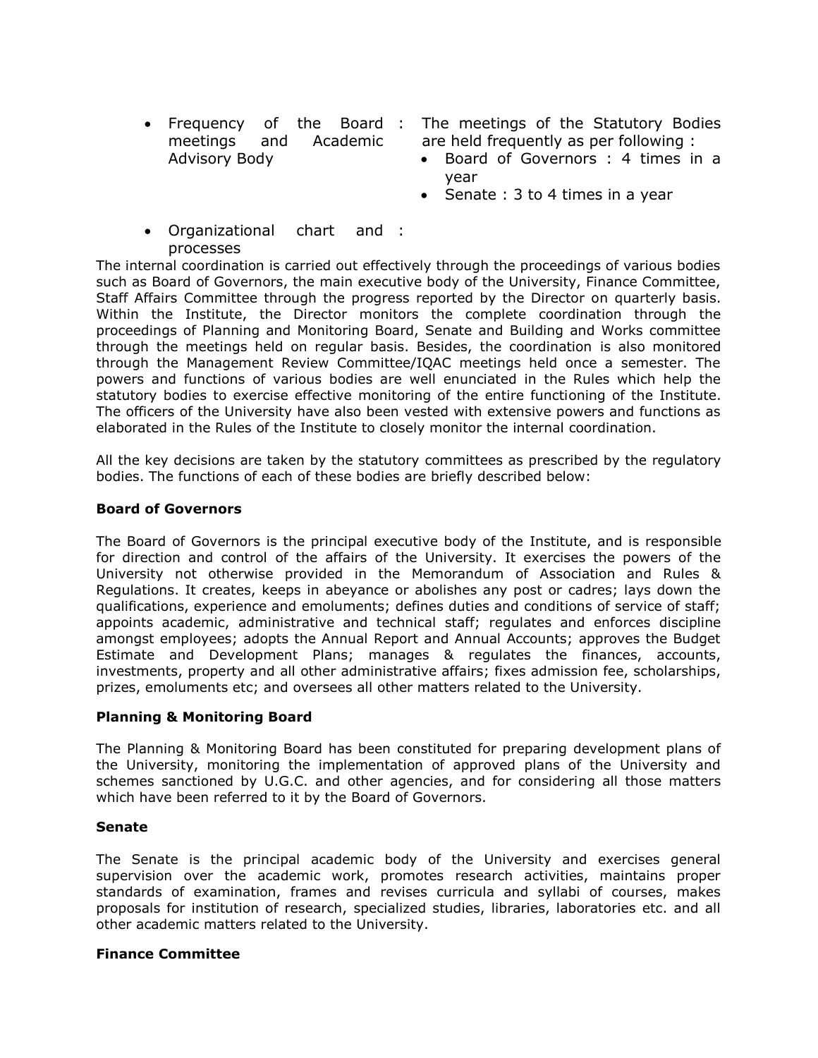- Frequency of the Board meetings and Academic Advisory Body : The meetings of the Statutory Bodies are held frequently as per following :
  - Board of Governors : 4 times in a year
  - Senate : 3 to 4 times in a year

- Organizational chart and processes :

The internal coordination is carried out effectively through the proceedings of various bodies such as Board of Governors, the main executive body of the University, Finance Committee, Staff Affairs Committee through the progress reported by the Director on quarterly basis. Within the Institute, the Director monitors the complete coordination through the proceedings of Planning and Monitoring Board, Senate and Building and Works committee through the meetings held on regular basis. Besides, the coordination is also monitored through the Management Review Committee/IQAC meetings held once a semester. The powers and functions of various bodies are well enunciated in the Rules which help the statutory bodies to exercise effective monitoring of the entire functioning of the Institute. The officers of the University have also been vested with extensive powers and functions as elaborated in the Rules of the Institute to closely monitor the internal coordination.

All the key decisions are taken by the statutory committees as prescribed by the regulatory bodies. The functions of each of these bodies are briefly described below:

**Board of Governors**

The Board of Governors is the principal executive body of the Institute, and is responsible for direction and control of the affairs of the University. It exercises the powers of the University not otherwise provided in the Memorandum of Association and Rules & Regulations. It creates, keeps in abeyance or abolishes any post or cadres; lays down the qualifications, experience and emoluments; defines duties and conditions of service of staff; appoints academic, administrative and technical staff; regulates and enforces discipline amongst employees; adopts the Annual Report and Annual Accounts; approves the Budget Estimate and Development Plans; manages & regulates the finances, accounts, investments, property and all other administrative affairs; fixes admission fee, scholarships, prizes, emoluments etc; and oversees all other matters related to the University.

**Planning & Monitoring Board**

The Planning & Monitoring Board has been constituted for preparing development plans of the University, monitoring the implementation of approved plans of the University and schemes sanctioned by U.G.C. and other agencies, and for considering all those matters which have been referred to it by the Board of Governors.

**Senate**

The Senate is the principal academic body of the University and exercises general supervision over the academic work, promotes research activities, maintains proper standards of examination, frames and revises curricula and syllabi of courses, makes proposals for institution of research, specialized studies, libraries, laboratories etc. and all other academic matters related to the University.

**Finance Committee**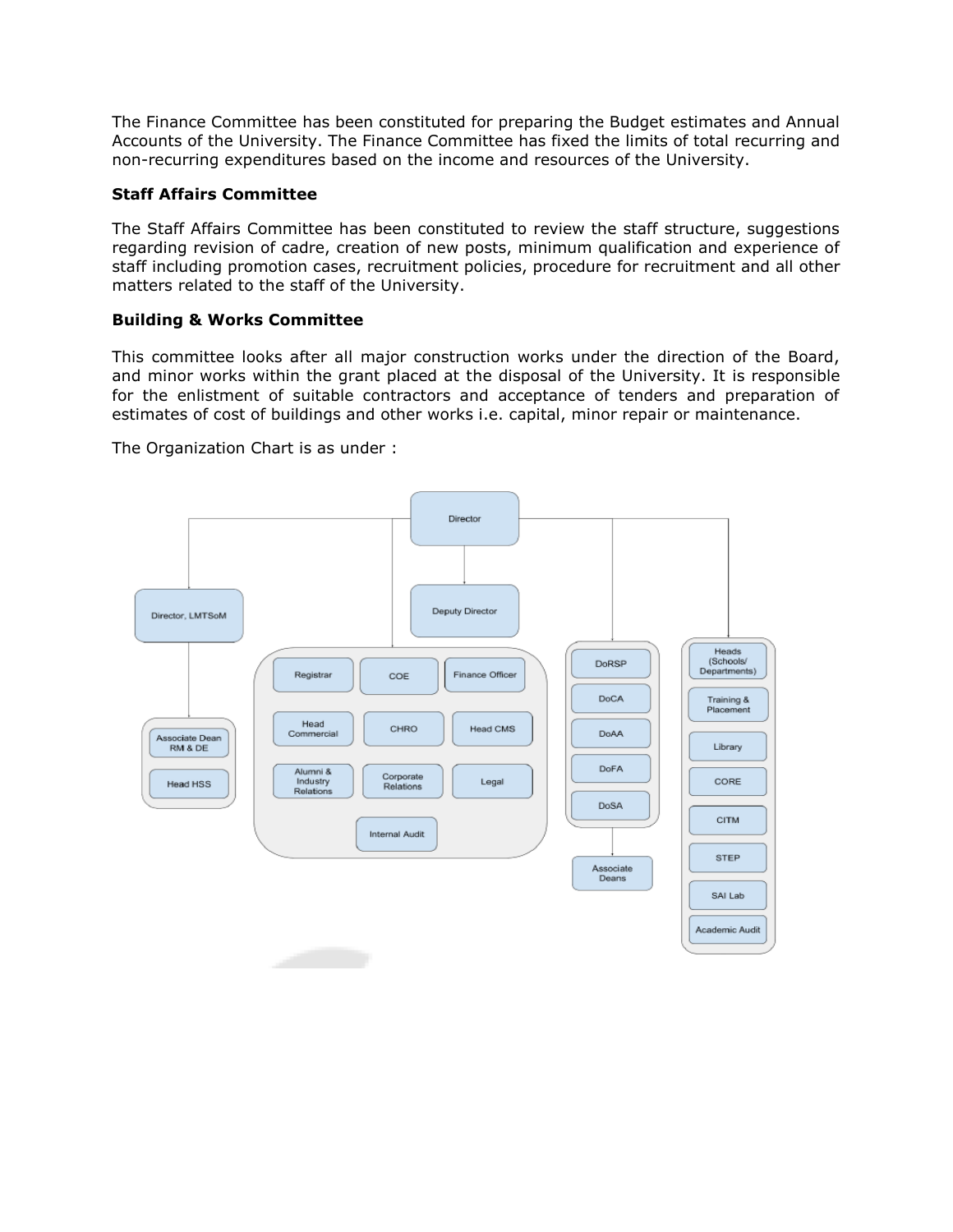The Finance Committee has been constituted for preparing the Budget estimates and Annual Accounts of the University. The Finance Committee has fixed the limits of total recurring and non-recurring expenditures based on the income and resources of the University.

**Staff Affairs Committee**

The Staff Affairs Committee has been constituted to review the staff structure, suggestions regarding revision of cadre, creation of new posts, minimum qualification and experience of staff including promotion cases, recruitment policies, procedure for recruitment and all other matters related to the staff of the University.

**Building & Works Committee**

This committee looks after all major construction works under the direction of the Board, and minor works within the grant placed at the disposal of the University. It is responsible for the enlistment of suitable contractors and acceptance of tenders and preparation of estimates of cost of buildings and other works i.e. capital, minor repair or maintenance.

The Organization Chart is as under :

- Director
  - Director, LMTSoM
    - Associate Dean RM & DE
    - Head HSS
  - Deputy Director
  - Registrar
  - COE
  - Finance Officer
  - Head Commercial
  - CHRO
  - Head CMS
  - Alumni & Industry Relations
  - Corporate Relations
  - Legal
  - Internal Audit
  - DoRSP
  - DoCA
  - DoAA
  - DoFA
  - DoSA
    - Associate Deans
  - Heads (Schools/ Departments)
  - Training & Placement
  - Library
  - CORE
  - CITM
  - STEP
  - SAI Lab
  - Academic Audit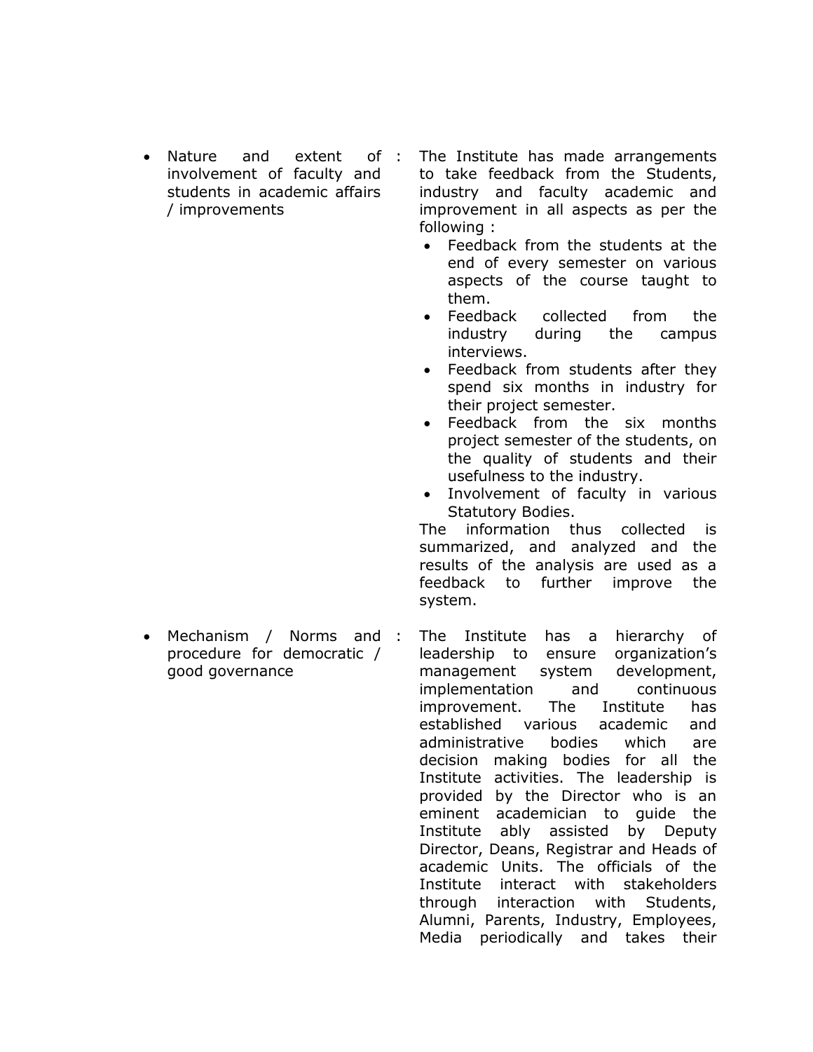| | | |
|---|---|---|
| • Nature and extent of involvement of faculty and students in academic affairs / improvements | : | The Institute has made arrangements to take feedback from the Students, industry and faculty academic and improvement in all aspects as per the following :<br>• Feedback from the students at the end of every semester on various aspects of the course taught to them.<br>• Feedback collected from the industry during the campus interviews.<br>• Feedback from students after they spend six months in industry for their project semester.<br>• Feedback from the six months project semester of the students, on the quality of students and their usefulness to the industry.<br>• Involvement of faculty in various Statutory Bodies.<br>The information thus collected is summarized, and analyzed and the results of the analysis are used as a feedback to further improve the system. |
| • Mechanism / Norms and procedure for democratic / good governance | : | The Institute has a hierarchy of leadership to ensure organization's management system development, implementation and continuous improvement. The Institute has established various academic and administrative bodies which are decision making bodies for all the Institute activities. The leadership is provided by the Director who is an eminent academician to guide the Institute ably assisted by Deputy Director, Deans, Registrar and Heads of academic Units. The officials of the Institute interact with stakeholders through interaction with Students, Alumni, Parents, Industry, Employees, Media periodically and takes their |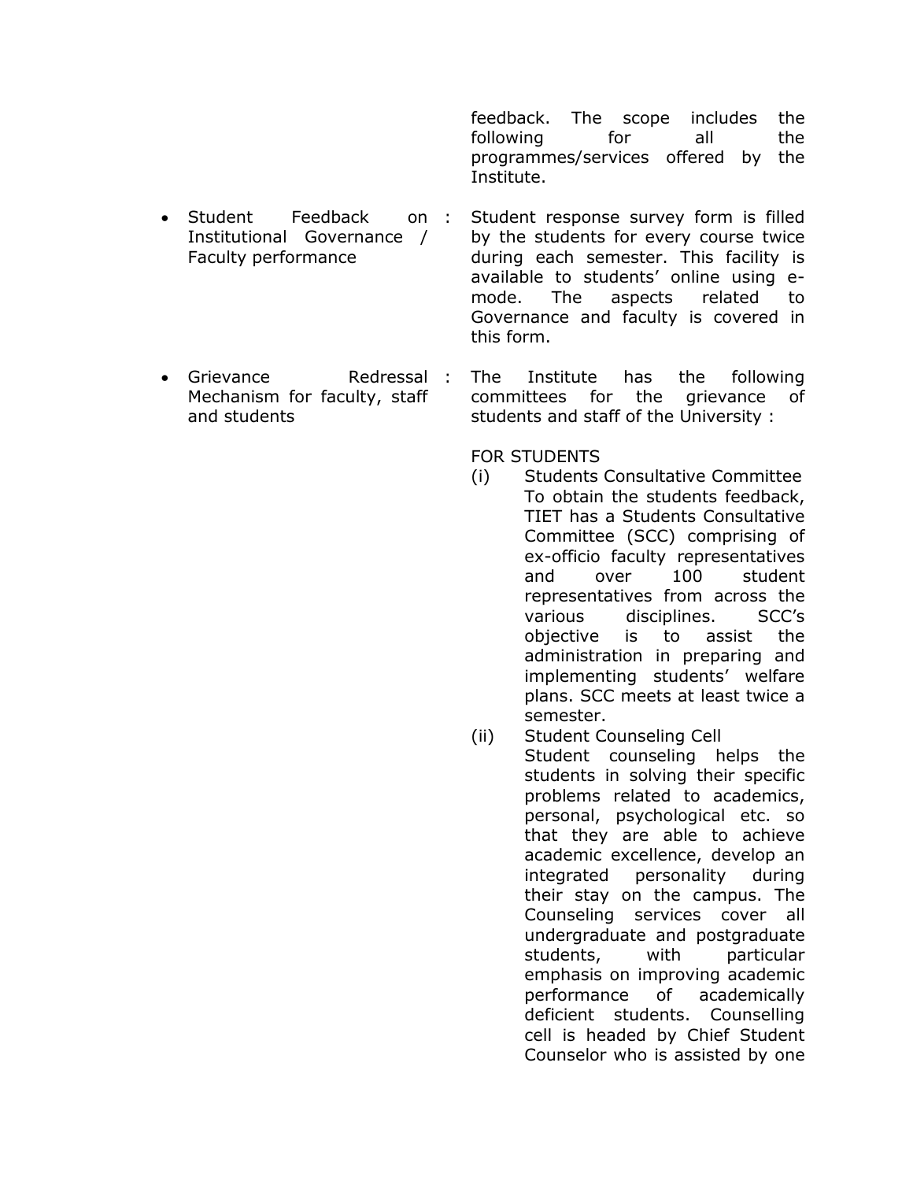feedback. The scope includes the following for all the programmes/services offered by the Institute.

- Student Feedback on Institutional Governance / Faculty performance : Student response survey form is filled by the students for every course twice during each semester. This facility is available to students' online using e-mode. The aspects related to Governance and faculty is covered in this form.

- Grievance Redressal Mechanism for faculty, staff and students : The Institute has the following committees for the grievance of students and staff of the University :

FOR STUDENTS

(i) Students Consultative Committee
To obtain the students feedback, TIET has a Students Consultative Committee (SCC) comprising of ex-officio faculty representatives and over 100 student representatives from across the various disciplines. SCC's objective is to assist the administration in preparing and implementing students' welfare plans. SCC meets at least twice a semester.

(ii) Student Counseling Cell
Student counseling helps the students in solving their specific problems related to academics, personal, psychological etc. so that they are able to achieve academic excellence, develop an integrated personality during their stay on the campus. The Counseling services cover all undergraduate and postgraduate students, with particular emphasis on improving academic performance of academically deficient students. Counselling cell is headed by Chief Student Counselor who is assisted by one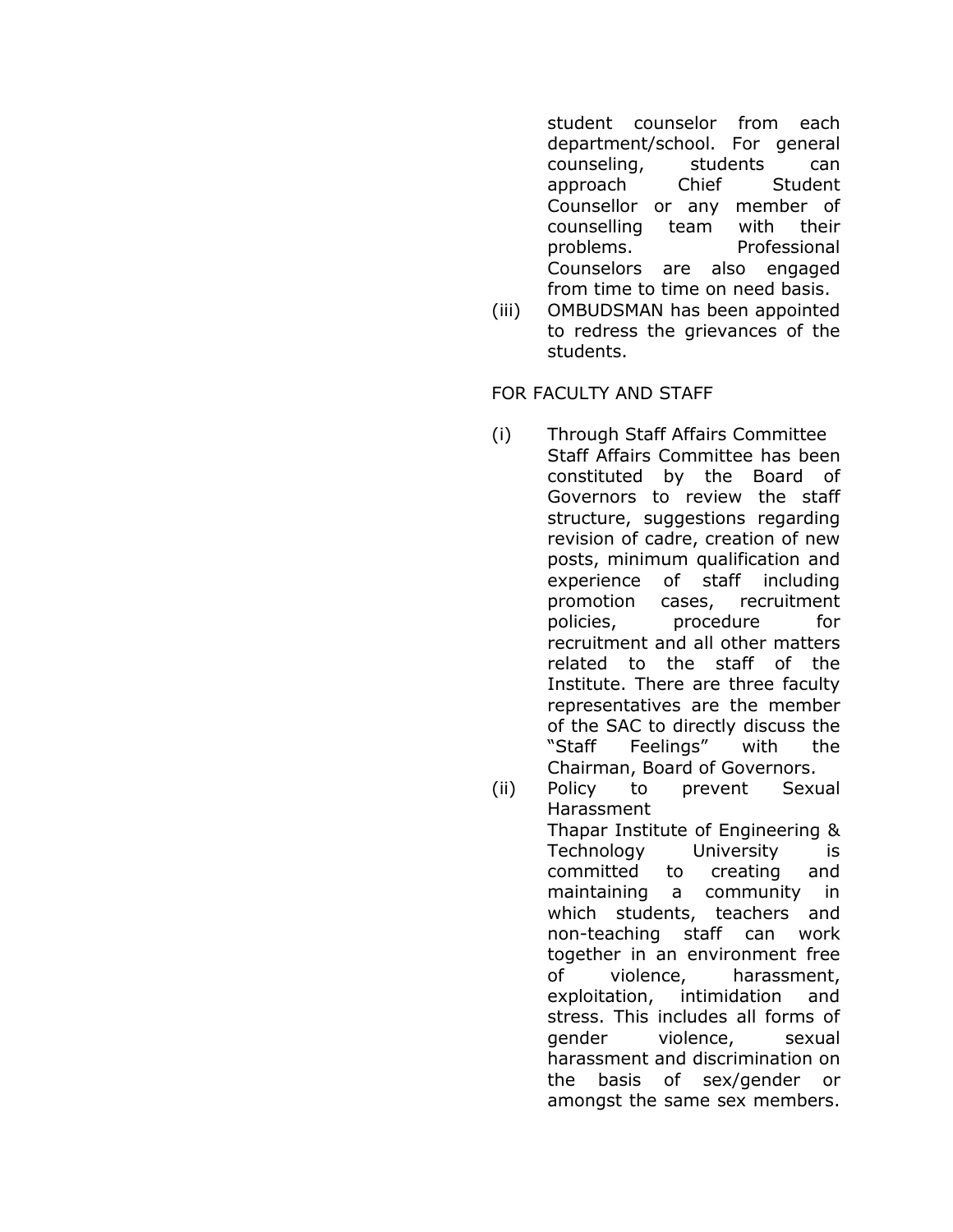student counselor from each department/school. For general counseling, students can approach Chief Student Counsellor or any member of counselling team with their problems. Professional Counselors are also engaged from time to time on need basis.

(iii) OMBUDSMAN has been appointed to redress the grievances of the students.

FOR FACULTY AND STAFF

(i) Through Staff Affairs Committee
Staff Affairs Committee has been constituted by the Board of Governors to review the staff structure, suggestions regarding revision of cadre, creation of new posts, minimum qualification and experience of staff including promotion cases, recruitment policies, procedure for recruitment and all other matters related to the staff of the Institute. There are three faculty representatives are the member of the SAC to directly discuss the "Staff Feelings" with the Chairman, Board of Governors.

(ii) Policy to prevent Sexual Harassment
Thapar Institute of Engineering & Technology University is committed to creating and maintaining a community in which students, teachers and non-teaching staff can work together in an environment free of violence, harassment, exploitation, intimidation and stress. This includes all forms of gender violence, sexual harassment and discrimination on the basis of sex/gender or amongst the same sex members.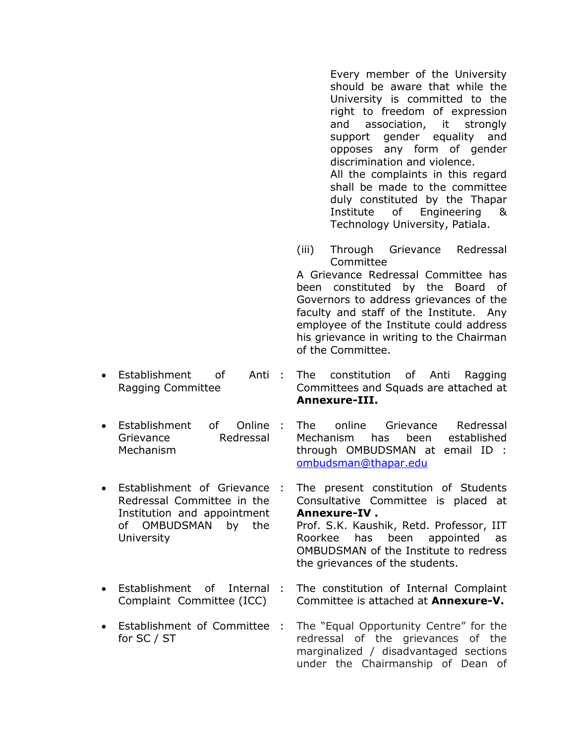Every member of the University should be aware that while the University is committed to the right to freedom of expression and association, it strongly support gender equality and opposes any form of gender discrimination and violence.

All the complaints in this regard shall be made to the committee duly constituted by the Thapar Institute of Engineering & Technology University, Patiala.

(iii) Through Grievance Redressal Committee

A Grievance Redressal Committee has been constituted by the Board of Governors to address grievances of the faculty and staff of the Institute. Any employee of the Institute could address his grievance in writing to the Chairman of the Committee.

- Establishment of Anti Ragging Committee : The constitution of Anti Ragging Committees and Squads are attached at **Annexure-III.**

- Establishment of Online Grievance Redressal Mechanism : The online Grievance Redressal Mechanism has been established through OMBUDSMAN at email ID : ombudsman@thapar.edu

- Establishment of Grievance Redressal Committee in the Institution and appointment of OMBUDSMAN by the University : The present constitution of Students Consultative Committee is placed at **Annexure-IV .**
Prof. S.K. Kaushik, Retd. Professor, IIT Roorkee has been appointed as OMBUDSMAN of the Institute to redress the grievances of the students.

- Establishment of Internal Complaint Committee (ICC) : The constitution of Internal Complaint Committee is attached at **Annexure-V.**

- Establishment of Committee for SC / ST : The "Equal Opportunity Centre" for the redressal of the grievances of the marginalized / disadvantaged sections under the Chairmanship of Dean of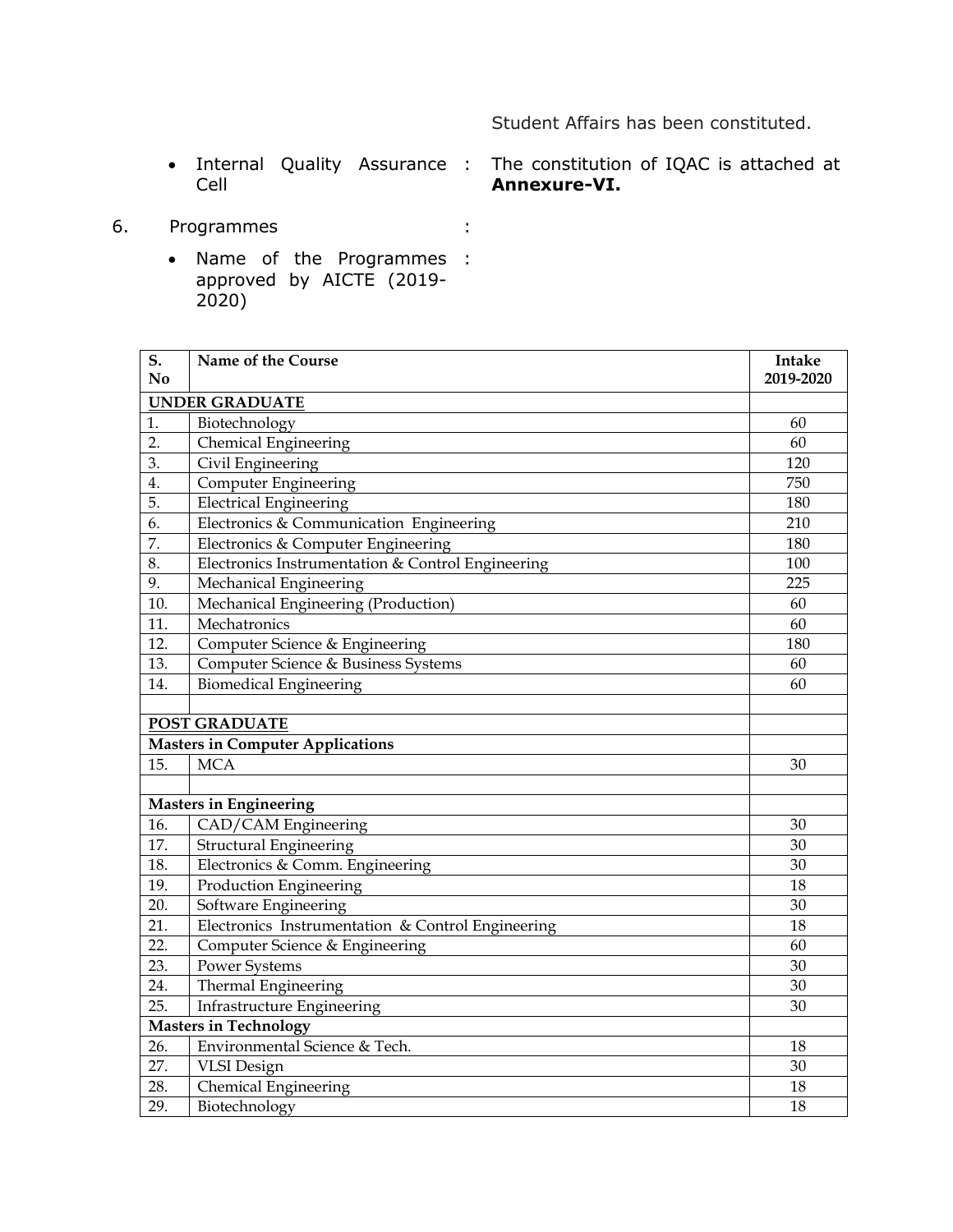Student Affairs has been constituted.

- Internal Quality Assurance Cell : The constitution of IQAC is attached at **Annexure-VI.**

6. Programmes :

- Name of the Programmes approved by AICTE (2019-2020) :

| S. No | Name of the Course | Intake 2019-2020 |
|---|---|---|
| **UNDER GRADUATE** | | |
| 1. | Biotechnology | 60 |
| 2. | Chemical Engineering | 60 |
| 3. | Civil Engineering | 120 |
| 4. | Computer Engineering | 750 |
| 5. | Electrical Engineering | 180 |
| 6. | Electronics & Communication Engineering | 210 |
| 7. | Electronics & Computer Engineering | 180 |
| 8. | Electronics Instrumentation & Control Engineering | 100 |
| 9. | Mechanical Engineering | 225 |
| 10. | Mechanical Engineering (Production) | 60 |
| 11. | Mechatronics | 60 |
| 12. | Computer Science & Engineering | 180 |
| 13. | Computer Science & Business Systems | 60 |
| 14. | Biomedical Engineering | 60 |
| | | |
| **POST GRADUATE** | | |
| **Masters in Computer Applications** | | |
| 15. | MCA | 30 |
| | | |
| **Masters in Engineering** | | |
| 16. | CAD/CAM Engineering | 30 |
| 17. | Structural Engineering | 30 |
| 18. | Electronics & Comm. Engineering | 30 |
| 19. | Production Engineering | 18 |
| 20. | Software Engineering | 30 |
| 21. | Electronics Instrumentation & Control Engineering | 18 |
| 22. | Computer Science & Engineering | 60 |
| 23. | Power Systems | 30 |
| 24. | Thermal Engineering | 30 |
| 25. | Infrastructure Engineering | 30 |
| **Masters in Technology** | | |
| 26. | Environmental Science & Tech. | 18 |
| 27. | VLSI Design | 30 |
| 28. | Chemical Engineering | 18 |
| 29. | Biotechnology | 18 |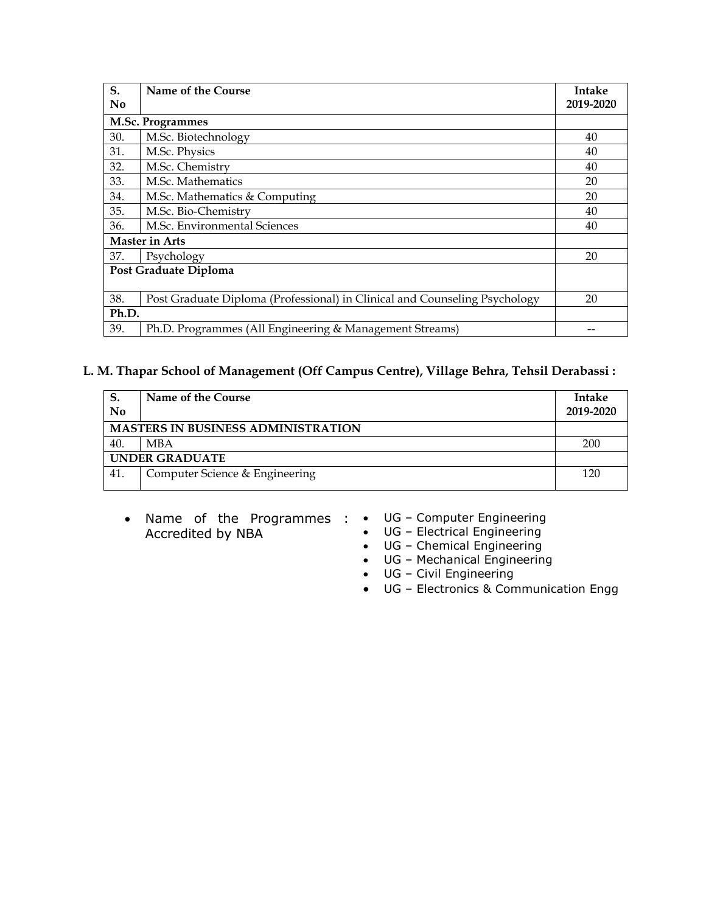| S. No | Name of the Course | Intake 2019-2020 |
|---|---|---|
| **M.Sc. Programmes** | | |
| 30. | M.Sc. Biotechnology | 40 |
| 31. | M.Sc. Physics | 40 |
| 32. | M.Sc. Chemistry | 40 |
| 33. | M.Sc. Mathematics | 20 |
| 34. | M.Sc. Mathematics & Computing | 20 |
| 35. | M.Sc. Bio-Chemistry | 40 |
| 36. | M.Sc. Environmental Sciences | 40 |
| **Master in Arts** | | |
| 37. | Psychology | 20 |
| **Post Graduate Diploma** | | |
| 38. | Post Graduate Diploma (Professional) in Clinical and Counseling Psychology | 20 |
| **Ph.D.** | | |
| 39. | Ph.D. Programmes (All Engineering & Management Streams) | -- |

**L. M. Thapar School of Management (Off Campus Centre), Village Behra, Tehsil Derabassi :**

| S. No | Name of the Course | Intake 2019-2020 |
|---|---|---|
| **MASTERS IN BUSINESS ADMINISTRATION** | | |
| 40. | MBA | 200 |
| **UNDER GRADUATE** | | |
| 41. | Computer Science & Engineering | 120 |

- Name of the Programmes Accredited by NBA :
  - UG – Computer Engineering
  - UG – Electrical Engineering
  - UG – Chemical Engineering
  - UG – Mechanical Engineering
  - UG – Civil Engineering
  - UG – Electronics & Communication Engg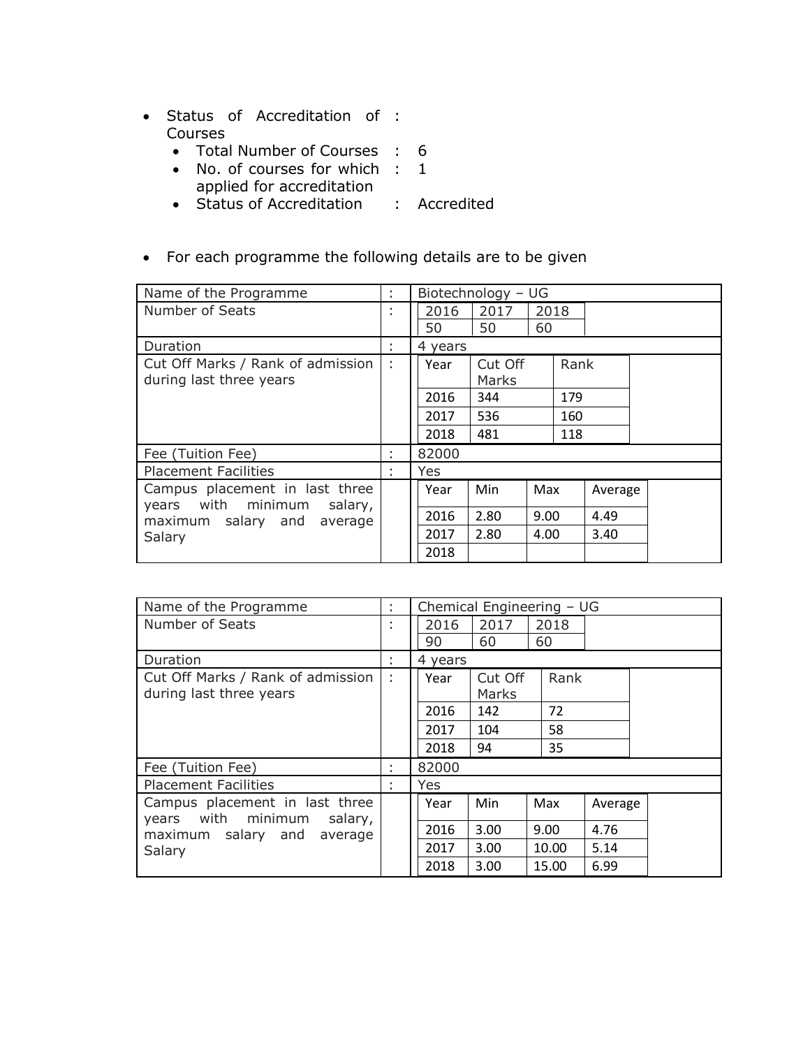- Status of Accreditation of Courses :
  - Total Number of Courses : 6
  - No. of courses for which applied for accreditation : 1
  - Status of Accreditation : Accredited

- For each programme the following details are to be given

| Name of the Programme | : | Biotechnology – UG | | | |
|---|---|---|---|---|---|
| Number of Seats | : | 2016 | 2017 | 2018 | |
| | | 50 | 50 | 60 | |
| Duration | : | 4 years | | | |
| Cut Off Marks / Rank of admission during last three years | : | Year | Cut Off Marks | Rank | |
| | | 2016 | 344 | 179 | |
| | | 2017 | 536 | 160 | |
| | | 2018 | 481 | 118 | |
| Fee (Tuition Fee) | : | 82000 | | | |
| Placement Facilities | : | Yes | | | |
| Campus placement in last three years with minimum salary, maximum salary and average Salary | | Year | Min | Max | Average |
| | | 2016 | 2.80 | 9.00 | 4.49 |
| | | 2017 | 2.80 | 4.00 | 3.40 |
| | | 2018 | | | |

| Name of the Programme | : | Chemical Engineering – UG | | | |
|---|---|---|---|---|---|
| Number of Seats | : | 2016 | 2017 | 2018 | |
| | | 90 | 60 | 60 | |
| Duration | : | 4 years | | | |
| Cut Off Marks / Rank of admission during last three years | : | Year | Cut Off Marks | Rank | |
| | | 2016 | 142 | 72 | |
| | | 2017 | 104 | 58 | |
| | | 2018 | 94 | 35 | |
| Fee (Tuition Fee) | : | 82000 | | | |
| Placement Facilities | : | Yes | | | |
| Campus placement in last three years with minimum salary, maximum salary and average Salary | | Year | Min | Max | Average |
| | | 2016 | 3.00 | 9.00 | 4.76 |
| | | 2017 | 3.00 | 10.00 | 5.14 |
| | | 2018 | 3.00 | 15.00 | 6.99 |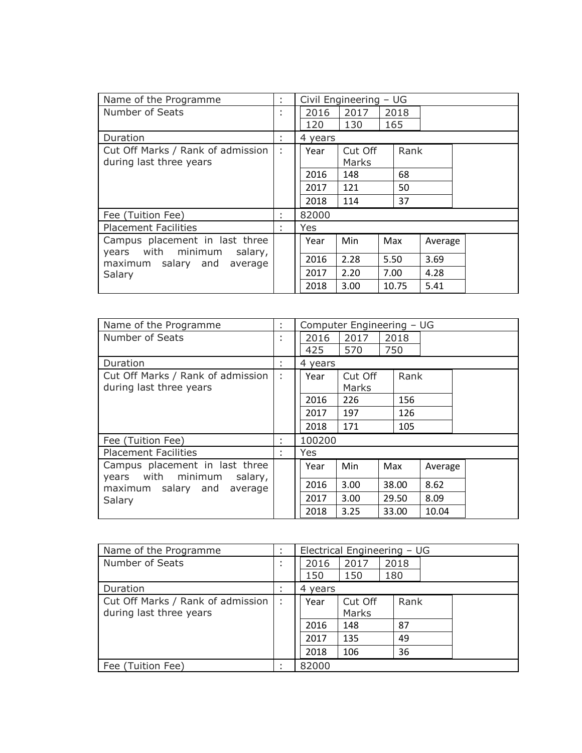| Name of the Programme | : | Civil Engineering – UG | | | |
|---|---|---|---|---|---|
| Number of Seats | : | 2016 | 2017 | 2018 | |
| | | 120 | 130 | 165 | |
| Duration | : | 4 years | | | |
| Cut Off Marks / Rank of admission during last three years | : | Year | Cut Off Marks | Rank | |
| | | 2016 | 148 | 68 | |
| | | 2017 | 121 | 50 | |
| | | 2018 | 114 | 37 | |
| Fee (Tuition Fee) | : | 82000 | | | |
| Placement Facilities | : | Yes | | | |
| Campus placement in last three years with minimum salary, maximum salary and average Salary | | Year | Min | Max | Average |
| | | 2016 | 2.28 | 5.50 | 3.69 |
| | | 2017 | 2.20 | 7.00 | 4.28 |
| | | 2018 | 3.00 | 10.75 | 5.41 |

| Name of the Programme | : | Computer Engineering – UG | | | |
|---|---|---|---|---|---|
| Number of Seats | : | 2016 | 2017 | 2018 | |
| | | 425 | 570 | 750 | |
| Duration | : | 4 years | | | |
| Cut Off Marks / Rank of admission during last three years | : | Year | Cut Off Marks | Rank | |
| | | 2016 | 226 | 156 | |
| | | 2017 | 197 | 126 | |
| | | 2018 | 171 | 105 | |
| Fee (Tuition Fee) | : | 100200 | | | |
| Placement Facilities | : | Yes | | | |
| Campus placement in last three years with minimum salary, maximum salary and average Salary | | Year | Min | Max | Average |
| | | 2016 | 3.00 | 38.00 | 8.62 |
| | | 2017 | 3.00 | 29.50 | 8.09 |
| | | 2018 | 3.25 | 33.00 | 10.04 |

| Name of the Programme | : | Electrical Engineering – UG | | |
|---|---|---|---|---|
| Number of Seats | : | 2016 | 2017 | 2018 |
| | | 150 | 150 | 180 |
| Duration | : | 4 years | | |
| Cut Off Marks / Rank of admission during last three years | : | Year | Cut Off Marks | Rank |
| | | 2016 | 148 | 87 |
| | | 2017 | 135 | 49 |
| | | 2018 | 106 | 36 |
| Fee (Tuition Fee) | : | 82000 | | |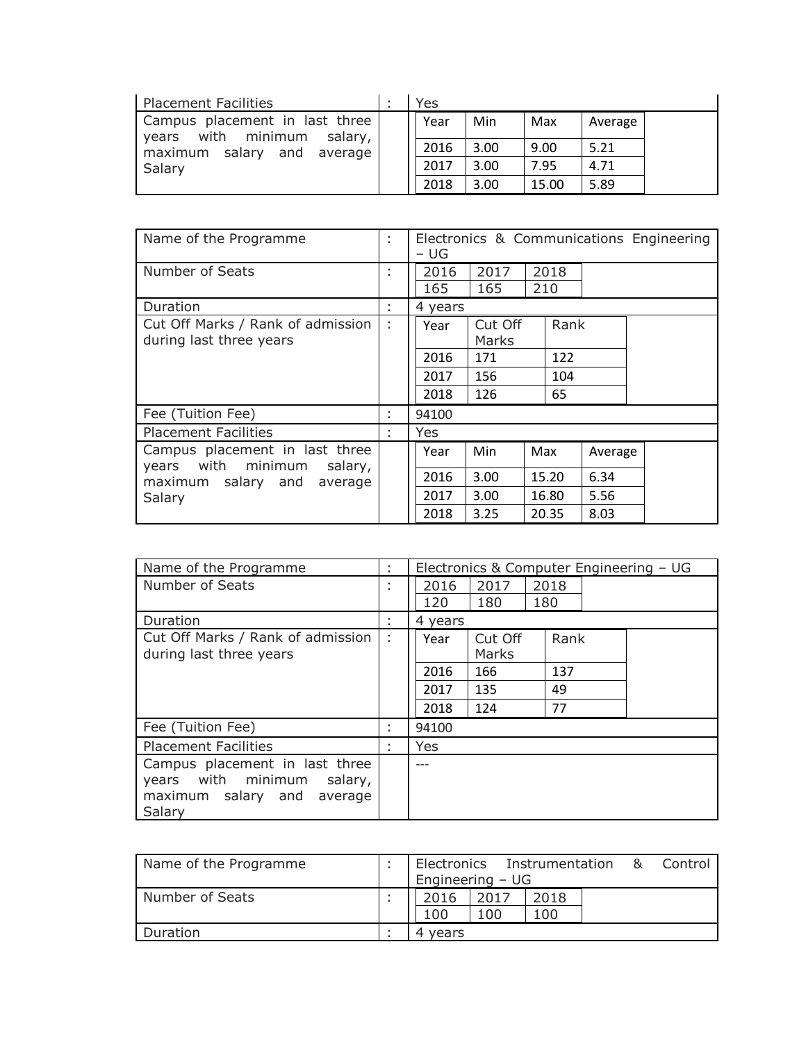| | | |
|---|---|---|
| Placement Facilities | : | Yes |
| Campus placement in last three years with minimum salary, maximum salary and average Salary | | <table><tr><td>Year</td><td>Min</td><td>Max</td><td>Average</td></tr><tr><td>2016</td><td>3.00</td><td>9.00</td><td>5.21</td></tr><tr><td>2017</td><td>3.00</td><td>7.95</td><td>4.71</td></tr><tr><td>2018</td><td>3.00</td><td>15.00</td><td>5.89</td></tr></table> |

| | | |
|---|---|---|
| Name of the Programme | : | Electronics & Communications Engineering – UG |
| Number of Seats | : | <table><tr><td>2016</td><td>2017</td><td>2018</td></tr><tr><td>165</td><td>165</td><td>210</td></tr></table> |
| Duration | : | 4 years |
| Cut Off Marks / Rank of admission during last three years | : | <table><tr><td>Year</td><td>Cut Off Marks</td><td>Rank</td></tr><tr><td>2016</td><td>171</td><td>122</td></tr><tr><td>2017</td><td>156</td><td>104</td></tr><tr><td>2018</td><td>126</td><td>65</td></tr></table> |
| Fee (Tuition Fee) | : | 94100 |
| Placement Facilities | : | Yes |
| Campus placement in last three years with minimum salary, maximum salary and average Salary | | <table><tr><td>Year</td><td>Min</td><td>Max</td><td>Average</td></tr><tr><td>2016</td><td>3.00</td><td>15.20</td><td>6.34</td></tr><tr><td>2017</td><td>3.00</td><td>16.80</td><td>5.56</td></tr><tr><td>2018</td><td>3.25</td><td>20.35</td><td>8.03</td></tr></table> |

| | | |
|---|---|---|
| Name of the Programme | : | Electronics & Computer Engineering – UG |
| Number of Seats | : | <table><tr><td>2016</td><td>2017</td><td>2018</td></tr><tr><td>120</td><td>180</td><td>180</td></tr></table> |
| Duration | : | 4 years |
| Cut Off Marks / Rank of admission during last three years | : | <table><tr><td>Year</td><td>Cut Off Marks</td><td>Rank</td></tr><tr><td>2016</td><td>166</td><td>137</td></tr><tr><td>2017</td><td>135</td><td>49</td></tr><tr><td>2018</td><td>124</td><td>77</td></tr></table> |
| Fee (Tuition Fee) | : | 94100 |
| Placement Facilities | : | Yes |
| Campus placement in last three years with minimum salary, maximum salary and average Salary | | --- |

| | | |
|---|---|---|
| Name of the Programme | : | Electronics Instrumentation & Control Engineering – UG |
| Number of Seats | : | <table><tr><td>2016</td><td>2017</td><td>2018</td></tr><tr><td>100</td><td>100</td><td>100</td></tr></table> |
| Duration | : | 4 years |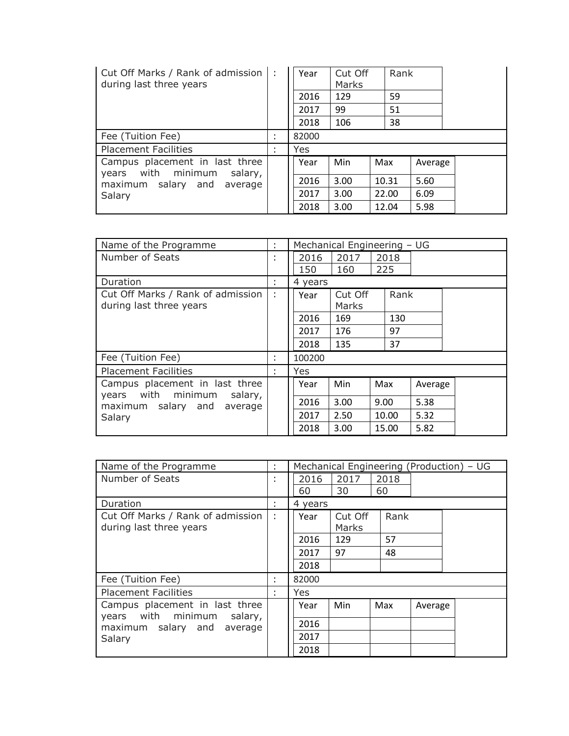| | | |
|---|---|---|
| Cut Off Marks / Rank of admission during last three years | : | <table><tr><td>Year</td><td>Cut Off Marks</td><td>Rank</td></tr><tr><td>2016</td><td>129</td><td>59</td></tr><tr><td>2017</td><td>99</td><td>51</td></tr><tr><td>2018</td><td>106</td><td>38</td></tr></table> |
| Fee (Tuition Fee) | : | 82000 |
| Placement Facilities | : | Yes |
| Campus placement in last three years with minimum salary, maximum salary and average Salary | | <table><tr><td>Year</td><td>Min</td><td>Max</td><td>Average</td></tr><tr><td>2016</td><td>3.00</td><td>10.31</td><td>5.60</td></tr><tr><td>2017</td><td>3.00</td><td>22.00</td><td>6.09</td></tr><tr><td>2018</td><td>3.00</td><td>12.04</td><td>5.98</td></tr></table> |

| | | |
|---|---|---|
| Name of the Programme | : | Mechanical Engineering – UG |
| Number of Seats | : | <table><tr><td>2016</td><td>2017</td><td>2018</td></tr><tr><td>150</td><td>160</td><td>225</td></tr></table> |
| Duration | : | 4 years |
| Cut Off Marks / Rank of admission during last three years | : | <table><tr><td>Year</td><td>Cut Off Marks</td><td>Rank</td></tr><tr><td>2016</td><td>169</td><td>130</td></tr><tr><td>2017</td><td>176</td><td>97</td></tr><tr><td>2018</td><td>135</td><td>37</td></tr></table> |
| Fee (Tuition Fee) | : | 100200 |
| Placement Facilities | : | Yes |
| Campus placement in last three years with minimum salary, maximum salary and average Salary | | <table><tr><td>Year</td><td>Min</td><td>Max</td><td>Average</td></tr><tr><td>2016</td><td>3.00</td><td>9.00</td><td>5.38</td></tr><tr><td>2017</td><td>2.50</td><td>10.00</td><td>5.32</td></tr><tr><td>2018</td><td>3.00</td><td>15.00</td><td>5.82</td></tr></table> |

| | | |
|---|---|---|
| Name of the Programme | : | Mechanical Engineering (Production) – UG |
| Number of Seats | : | <table><tr><td>2016</td><td>2017</td><td>2018</td></tr><tr><td>60</td><td>30</td><td>60</td></tr></table> |
| Duration | : | 4 years |
| Cut Off Marks / Rank of admission during last three years | : | <table><tr><td>Year</td><td>Cut Off Marks</td><td>Rank</td></tr><tr><td>2016</td><td>129</td><td>57</td></tr><tr><td>2017</td><td>97</td><td>48</td></tr><tr><td>2018</td><td></td><td></td></tr></table> |
| Fee (Tuition Fee) | : | 82000 |
| Placement Facilities | : | Yes |
| Campus placement in last three years with minimum salary, maximum salary and average Salary | | <table><tr><td>Year</td><td>Min</td><td>Max</td><td>Average</td></tr><tr><td>2016</td><td></td><td></td><td></td></tr><tr><td>2017</td><td></td><td></td><td></td></tr><tr><td>2018</td><td></td><td></td><td></td></tr></table> |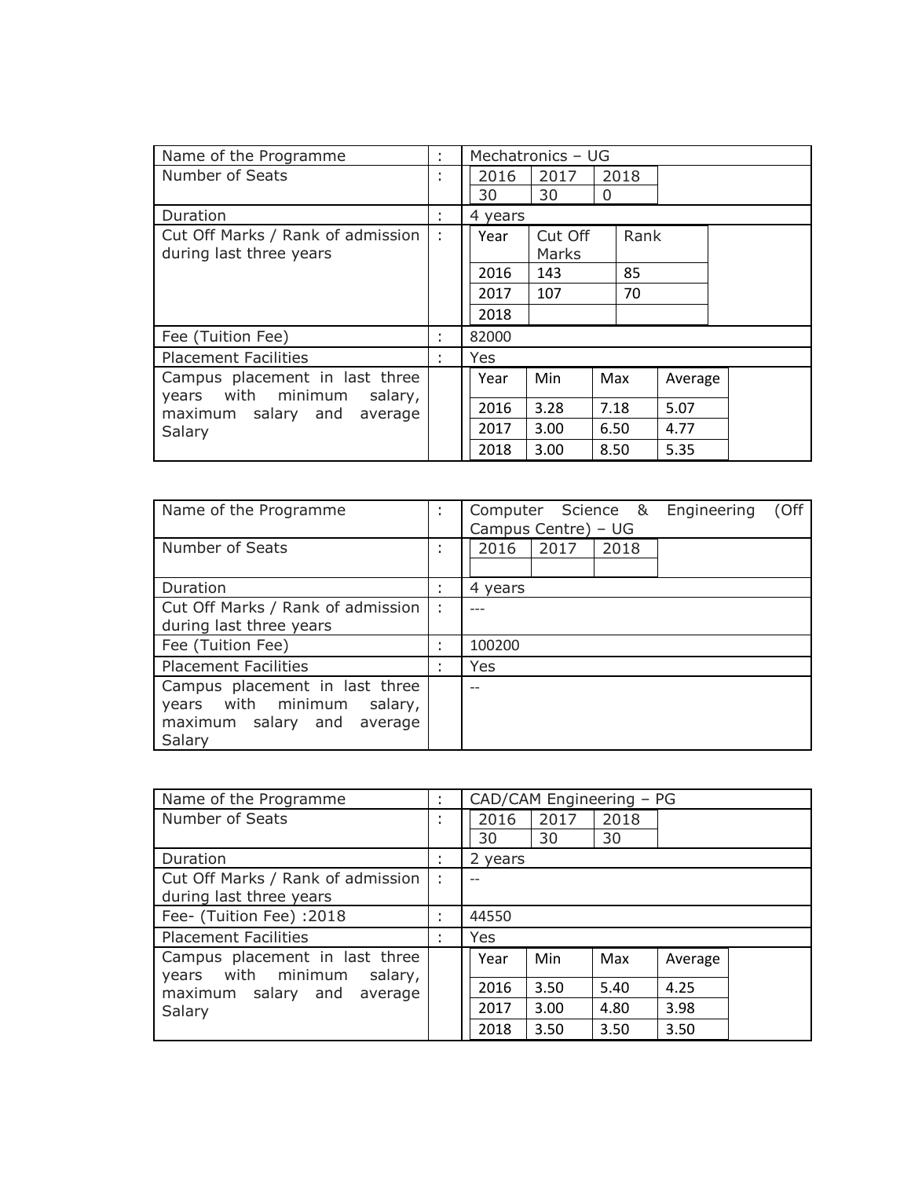| Name of the Programme | : | Mechatronics – UG |
|---|---|---|
| Number of Seats | : | 2016: 30, 2017: 30, 2018: 0 |
| Duration | : | 4 years |
| Cut Off Marks / Rank of admission during last three years | : | see below |
| Fee (Tuition Fee) | : | 82000 |
| Placement Facilities | : | Yes |
| Campus placement in last three years with minimum salary, maximum salary and average Salary | | see below |

| Year | Cut Off Marks | Rank |
|---|---|---|
| 2016 | 143 | 85 |
| 2017 | 107 | 70 |
| 2018 | | |

| Year | Min | Max | Average |
|---|---|---|---|
| 2016 | 3.28 | 7.18 | 5.07 |
| 2017 | 3.00 | 6.50 | 4.77 |
| 2018 | 3.00 | 8.50 | 5.35 |

| Name of the Programme | : | Computer Science & Engineering (Off Campus Centre) – UG |
|---|---|---|
| Number of Seats | : | 2016: , 2017: , 2018: |
| Duration | : | 4 years |
| Cut Off Marks / Rank of admission during last three years | : | --- |
| Fee (Tuition Fee) | : | 100200 |
| Placement Facilities | : | Yes |
| Campus placement in last three years with minimum salary, maximum salary and average Salary | | -- |

| Name of the Programme | : | CAD/CAM Engineering – PG |
|---|---|---|
| Number of Seats | : | 2016: 30, 2017: 30, 2018: 30 |
| Duration | : | 2 years |
| Cut Off Marks / Rank of admission during last three years | : | -- |
| Fee- (Tuition Fee) :2018 | : | 44550 |
| Placement Facilities | : | Yes |
| Campus placement in last three years with minimum salary, maximum salary and average Salary | | see below |

| Year | Min | Max | Average |
|---|---|---|---|
| 2016 | 3.50 | 5.40 | 4.25 |
| 2017 | 3.00 | 4.80 | 3.98 |
| 2018 | 3.50 | 3.50 | 3.50 |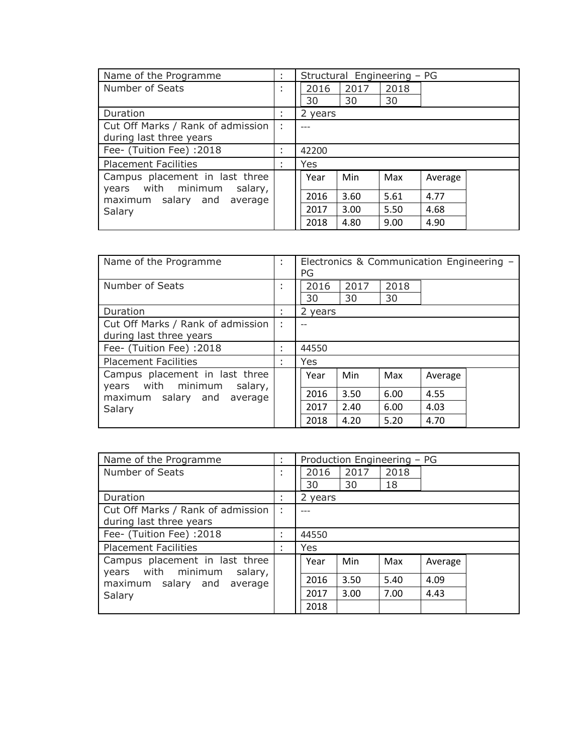| Name of the Programme | : | Structural Engineering – PG | | | |
|---|---|---|---|---|---|
| Number of Seats | : | 2016 | 2017 | 2018 | |
| | | 30 | 30 | 30 | |
| Duration | : | 2 years | | | |
| Cut Off Marks / Rank of admission during last three years | : | --- | | | |
| Fee- (Tuition Fee) :2018 | : | 42200 | | | |
| Placement Facilities | : | Yes | | | |
| Campus placement in last three years with minimum salary, maximum salary and average Salary | | Year | Min | Max | Average |
| | | 2016 | 3.60 | 5.61 | 4.77 |
| | | 2017 | 3.00 | 5.50 | 4.68 |
| | | 2018 | 4.80 | 9.00 | 4.90 |

| Name of the Programme | : | Electronics & Communication Engineering – PG | | | |
|---|---|---|---|---|---|
| Number of Seats | : | 2016 | 2017 | 2018 | |
| | | 30 | 30 | 30 | |
| Duration | : | 2 years | | | |
| Cut Off Marks / Rank of admission during last three years | : | -- | | | |
| Fee- (Tuition Fee) :2018 | : | 44550 | | | |
| Placement Facilities | : | Yes | | | |
| Campus placement in last three years with minimum salary, maximum salary and average Salary | | Year | Min | Max | Average |
| | | 2016 | 3.50 | 6.00 | 4.55 |
| | | 2017 | 2.40 | 6.00 | 4.03 |
| | | 2018 | 4.20 | 5.20 | 4.70 |

| Name of the Programme | : | Production Engineering – PG | | | |
|---|---|---|---|---|---|
| Number of Seats | : | 2016 | 2017 | 2018 | |
| | | 30 | 30 | 18 | |
| Duration | : | 2 years | | | |
| Cut Off Marks / Rank of admission during last three years | : | --- | | | |
| Fee- (Tuition Fee) :2018 | : | 44550 | | | |
| Placement Facilities | : | Yes | | | |
| Campus placement in last three years with minimum salary, maximum salary and average Salary | | Year | Min | Max | Average |
| | | 2016 | 3.50 | 5.40 | 4.09 |
| | | 2017 | 3.00 | 7.00 | 4.43 |
| | | 2018 | | | |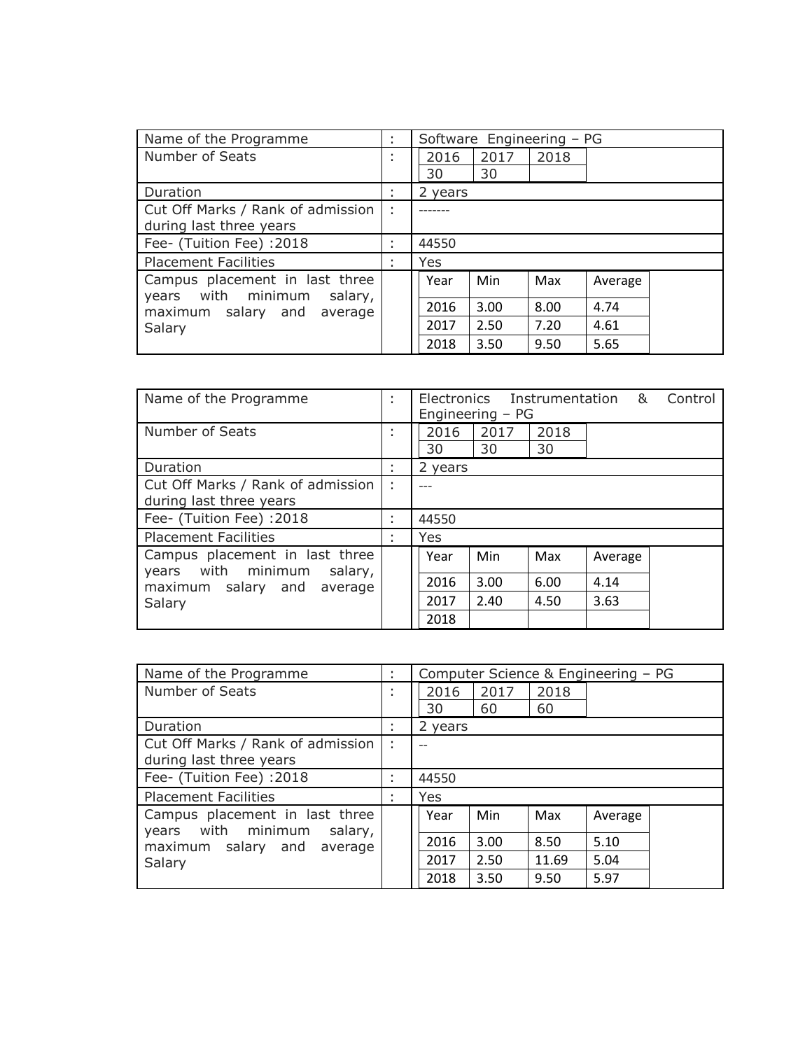| Name of the Programme | : | Software Engineering – PG | | | |
|---|---|---|---|---|---|
| Number of Seats | : | 2016 | 2017 | 2018 | |
| | | 30 | 30 | | |
| Duration | : | 2 years | | | |
| Cut Off Marks / Rank of admission during last three years | : | ------- | | | |
| Fee- (Tuition Fee) :2018 | : | 44550 | | | |
| Placement Facilities | : | Yes | | | |
| Campus placement in last three years with minimum salary, maximum salary and average Salary | | Year | Min | Max | Average |
| | | 2016 | 3.00 | 8.00 | 4.74 |
| | | 2017 | 2.50 | 7.20 | 4.61 |
| | | 2018 | 3.50 | 9.50 | 5.65 |

| Name of the Programme | : | Electronics Instrumentation & Control Engineering – PG | | | |
|---|---|---|---|---|---|
| Number of Seats | : | 2016 | 2017 | 2018 | |
| | | 30 | 30 | 30 | |
| Duration | : | 2 years | | | |
| Cut Off Marks / Rank of admission during last three years | : | --- | | | |
| Fee- (Tuition Fee) :2018 | : | 44550 | | | |
| Placement Facilities | : | Yes | | | |
| Campus placement in last three years with minimum salary, maximum salary and average Salary | | Year | Min | Max | Average |
| | | 2016 | 3.00 | 6.00 | 4.14 |
| | | 2017 | 2.40 | 4.50 | 3.63 |
| | | 2018 | | | |

| Name of the Programme | : | Computer Science & Engineering – PG | | | |
|---|---|---|---|---|---|
| Number of Seats | : | 2016 | 2017 | 2018 | |
| | | 30 | 60 | 60 | |
| Duration | : | 2 years | | | |
| Cut Off Marks / Rank of admission during last three years | : | -- | | | |
| Fee- (Tuition Fee) :2018 | : | 44550 | | | |
| Placement Facilities | : | Yes | | | |
| Campus placement in last three years with minimum salary, maximum salary and average Salary | | Year | Min | Max | Average |
| | | 2016 | 3.00 | 8.50 | 5.10 |
| | | 2017 | 2.50 | 11.69 | 5.04 |
| | | 2018 | 3.50 | 9.50 | 5.97 |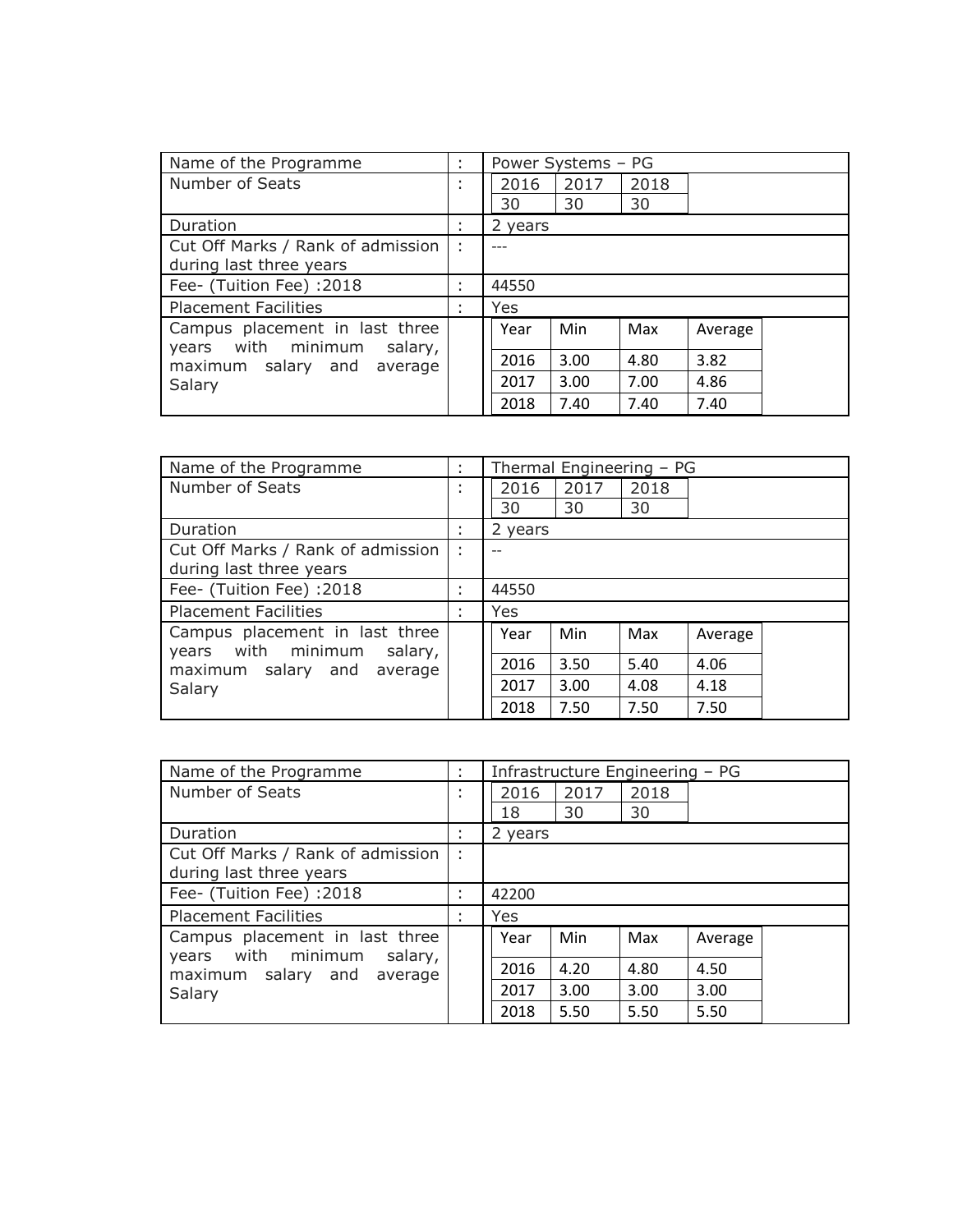| Name of the Programme | : | Power Systems – PG | | | |
|---|---|---|---|---|---|
| Number of Seats | : | 2016 | 2017 | 2018 | |
| | | 30 | 30 | 30 | |
| Duration | : | 2 years | | | |
| Cut Off Marks / Rank of admission during last three years | : | --- | | | |
| Fee- (Tuition Fee) :2018 | : | 44550 | | | |
| Placement Facilities | : | Yes | | | |
| Campus placement in last three years with minimum salary, maximum salary and average Salary | | Year | Min | Max | Average |
| | | 2016 | 3.00 | 4.80 | 3.82 |
| | | 2017 | 3.00 | 7.00 | 4.86 |
| | | 2018 | 7.40 | 7.40 | 7.40 |

| Name of the Programme | : | Thermal Engineering – PG | | | |
|---|---|---|---|---|---|
| Number of Seats | : | 2016 | 2017 | 2018 | |
| | | 30 | 30 | 30 | |
| Duration | : | 2 years | | | |
| Cut Off Marks / Rank of admission during last three years | : | -- | | | |
| Fee- (Tuition Fee) :2018 | : | 44550 | | | |
| Placement Facilities | : | Yes | | | |
| Campus placement in last three years with minimum salary, maximum salary and average Salary | | Year | Min | Max | Average |
| | | 2016 | 3.50 | 5.40 | 4.06 |
| | | 2017 | 3.00 | 4.08 | 4.18 |
| | | 2018 | 7.50 | 7.50 | 7.50 |

| Name of the Programme | : | Infrastructure Engineering – PG | | | |
|---|---|---|---|---|---|
| Number of Seats | : | 2016 | 2017 | 2018 | |
| | | 18 | 30 | 30 | |
| Duration | : | 2 years | | | |
| Cut Off Marks / Rank of admission during last three years | : | | | | |
| Fee- (Tuition Fee) :2018 | : | 42200 | | | |
| Placement Facilities | : | Yes | | | |
| Campus placement in last three years with minimum salary, maximum salary and average Salary | | Year | Min | Max | Average |
| | | 2016 | 4.20 | 4.80 | 4.50 |
| | | 2017 | 3.00 | 3.00 | 3.00 |
| | | 2018 | 5.50 | 5.50 | 5.50 |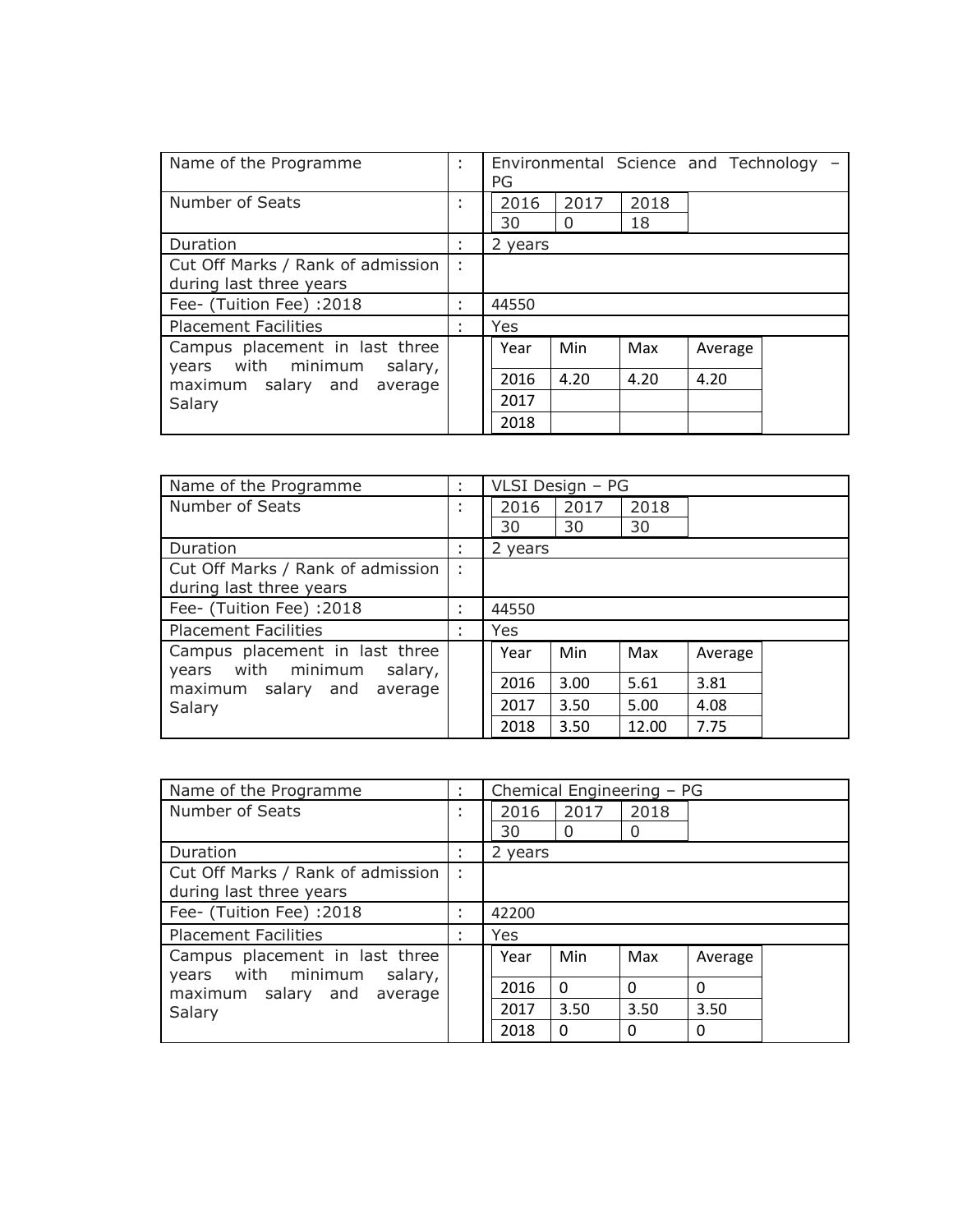| Name of the Programme | : | Environmental Science and Technology – PG | | | |
|---|---|---|---|---|---|
| Number of Seats | : | 2016 | 2017 | 2018 | |
| | | 30 | 0 | 18 | |
| Duration | : | 2 years | | | |
| Cut Off Marks / Rank of admission during last three years | : | | | | |
| Fee- (Tuition Fee) :2018 | : | 44550 | | | |
| Placement Facilities | : | Yes | | | |
| Campus placement in last three years with minimum salary, maximum salary and average Salary | | Year | Min | Max | Average |
| | | 2016 | 4.20 | 4.20 | 4.20 |
| | | 2017 | | | |
| | | 2018 | | | |

| Name of the Programme | : | VLSI Design – PG | | | |
|---|---|---|---|---|---|
| Number of Seats | : | 2016 | 2017 | 2018 | |
| | | 30 | 30 | 30 | |
| Duration | : | 2 years | | | |
| Cut Off Marks / Rank of admission during last three years | : | | | | |
| Fee- (Tuition Fee) :2018 | : | 44550 | | | |
| Placement Facilities | : | Yes | | | |
| Campus placement in last three years with minimum salary, maximum salary and average Salary | | Year | Min | Max | Average |
| | | 2016 | 3.00 | 5.61 | 3.81 |
| | | 2017 | 3.50 | 5.00 | 4.08 |
| | | 2018 | 3.50 | 12.00 | 7.75 |

| Name of the Programme | : | Chemical Engineering – PG | | | |
|---|---|---|---|---|---|
| Number of Seats | : | 2016 | 2017 | 2018 | |
| | | 30 | 0 | 0 | |
| Duration | : | 2 years | | | |
| Cut Off Marks / Rank of admission during last three years | : | | | | |
| Fee- (Tuition Fee) :2018 | : | 42200 | | | |
| Placement Facilities | : | Yes | | | |
| Campus placement in last three years with minimum salary, maximum salary and average Salary | | Year | Min | Max | Average |
| | | 2016 | 0 | 0 | 0 |
| | | 2017 | 3.50 | 3.50 | 3.50 |
| | | 2018 | 0 | 0 | 0 |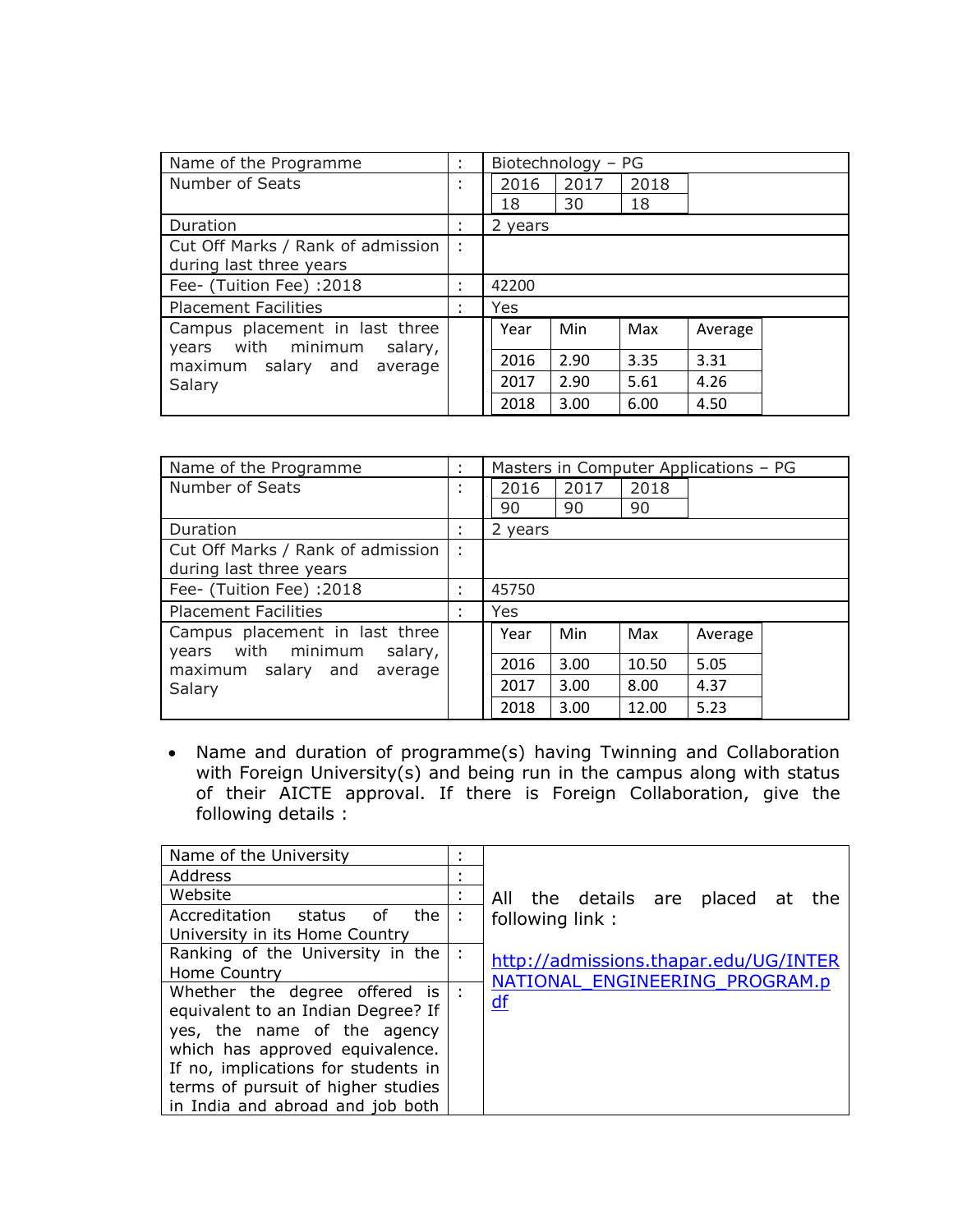| Name of the Programme | : | Biotechnology – PG | | | |
|---|---|---|---|---|---|
| Number of Seats | : | 2016 | 2017 | 2018 | |
| | | 18 | 30 | 18 | |
| Duration | : | 2 years | | | |
| Cut Off Marks / Rank of admission during last three years | : | | | | |
| Fee- (Tuition Fee) :2018 | : | 42200 | | | |
| Placement Facilities | : | Yes | | | |
| Campus placement in last three years with minimum salary, maximum salary and average Salary | | Year | Min | Max | Average |
| | | 2016 | 2.90 | 3.35 | 3.31 |
| | | 2017 | 2.90 | 5.61 | 4.26 |
| | | 2018 | 3.00 | 6.00 | 4.50 |

| Name of the Programme | : | Masters in Computer Applications – PG | | | |
|---|---|---|---|---|---|
| Number of Seats | : | 2016 | 2017 | 2018 | |
| | | 90 | 90 | 90 | |
| Duration | : | 2 years | | | |
| Cut Off Marks / Rank of admission during last three years | : | | | | |
| Fee- (Tuition Fee) :2018 | : | 45750 | | | |
| Placement Facilities | : | Yes | | | |
| Campus placement in last three years with minimum salary, maximum salary and average Salary | | Year | Min | Max | Average |
| | | 2016 | 3.00 | 10.50 | 5.05 |
| | | 2017 | 3.00 | 8.00 | 4.37 |
| | | 2018 | 3.00 | 12.00 | 5.23 |

- Name and duration of programme(s) having Twinning and Collaboration with Foreign University(s) and being run in the campus along with status of their AICTE approval. If there is Foreign Collaboration, give the following details :

| | | |
|---|---|---|
| Name of the University | : | All the details are placed at the following link : http://admissions.thapar.edu/UG/INTERNATIONAL_ENGINEERING_PROGRAM.pdf |
| Address | : | |
| Website | : | |
| Accreditation status of the University in its Home Country | : | |
| Ranking of the University in the Home Country | : | |
| Whether the degree offered is equivalent to an Indian Degree? If yes, the name of the agency which has approved equivalence. If no, implications for students in terms of pursuit of higher studies in India and abroad and job both | : | |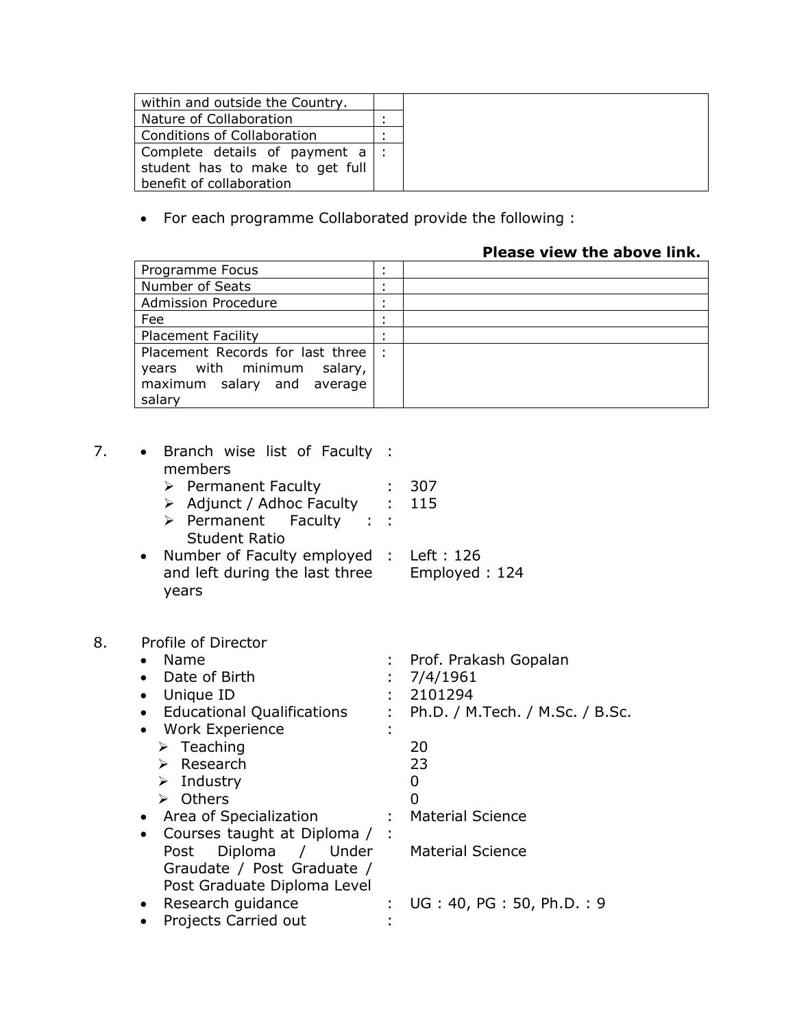| | | |
|---|---|---|
| within and outside the Country. | | |
| Nature of Collaboration | : | |
| Conditions of Collaboration | : | |
| Complete details of payment a student has to make to get full benefit of collaboration | : | |

- For each programme Collaborated provide the following :

**Please view the above link.**

| | | |
|---|---|---|
| Programme Focus | : | |
| Number of Seats | : | |
| Admission Procedure | : | |
| Fee | : | |
| Placement Facility | : | |
| Placement Records for last three years with minimum salary, maximum salary and average salary | : | |

7.
- Branch wise list of Faculty members :
  - Permanent Faculty : 307
  - Adjunct / Adhoc Faculty : 115
  - Permanent Faculty : Student Ratio :
- Number of Faculty employed and left during the last three years : Left : 126, Employed : 124

8. Profile of Director
- Name : Prof. Prakash Gopalan
- Date of Birth : 7/4/1961
- Unique ID : 2101294
- Educational Qualifications : Ph.D. / M.Tech. / M.Sc. / B.Sc.
- Work Experience :
  - Teaching 20
  - Research 23
  - Industry 0
  - Others 0
- Area of Specialization : Material Science
- Courses taught at Diploma / Post Diploma / Under Graudate / Post Graduate / Post Graduate Diploma Level : Material Science
- Research guidance : UG : 40, PG : 50, Ph.D. : 9
- Projects Carried out :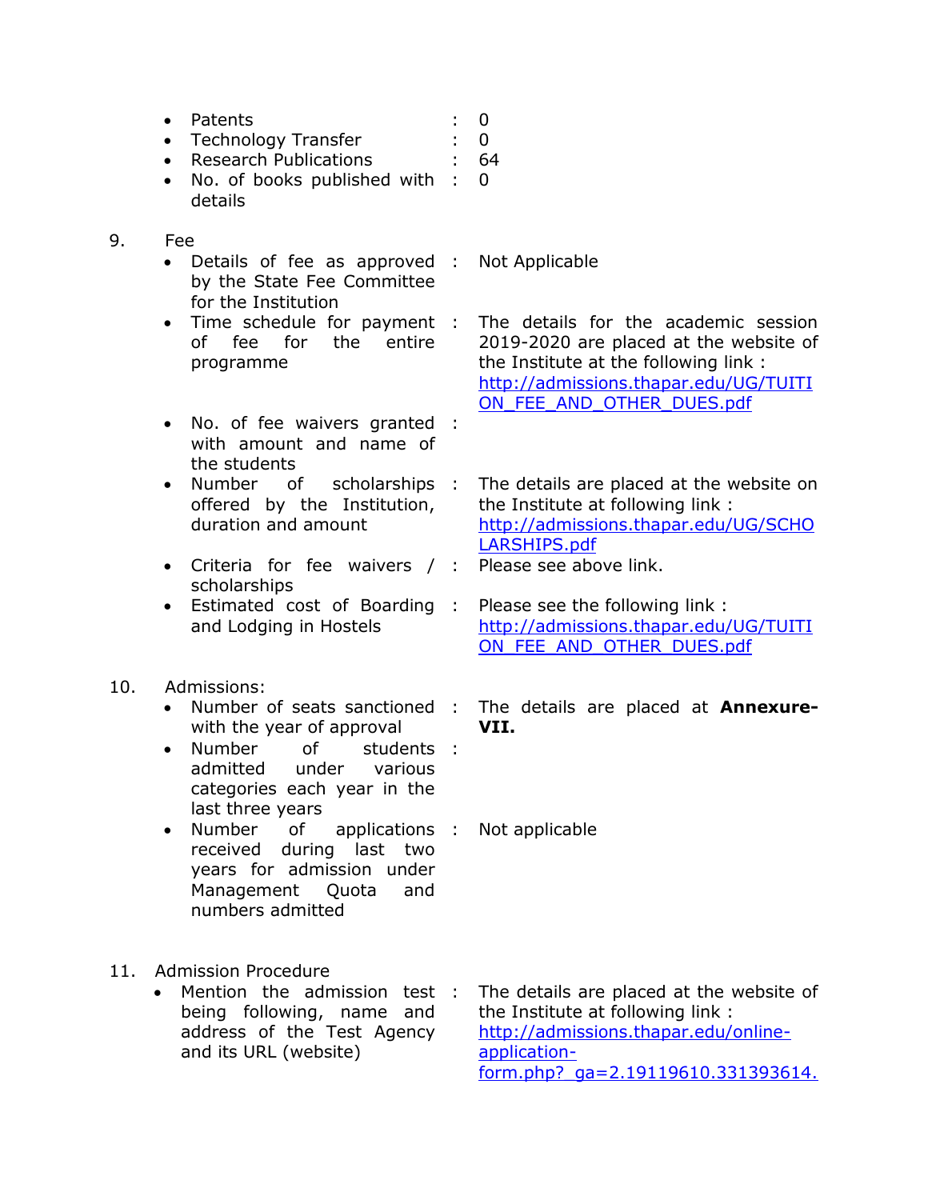- Patents : 0
- Technology Transfer : 0
- Research Publications : 64
- No. of books published with details : 0

9. Fee
   - Details of fee as approved by the State Fee Committee for the Institution : Not Applicable
   - Time schedule for payment of fee for the entire programme : The details for the academic session 2019-2020 are placed at the website of the Institute at the following link : http://admissions.thapar.edu/UG/TUITION_FEE_AND_OTHER_DUES.pdf
   - No. of fee waivers granted with amount and name of the students :
   - Number of scholarships offered by the Institution, duration and amount : The details are placed at the website on the Institute at following link : http://admissions.thapar.edu/UG/SCHOLARSHIPS.pdf
   - Criteria for fee waivers / scholarships : Please see above link.
   - Estimated cost of Boarding and Lodging in Hostels : Please see the following link : http://admissions.thapar.edu/UG/TUITION_FEE_AND_OTHER_DUES.pdf

10. Admissions:
    - Number of seats sanctioned with the year of approval : The details are placed at **Annexure-VII.**
    - Number of students admitted under various categories each year in the last three years :
    - Number of applications received during last two years for admission under Management Quota and numbers admitted : Not applicable

11. Admission Procedure
    - Mention the admission test being following, name and address of the Test Agency and its URL (website) : The details are placed at the website of the Institute at following link : http://admissions.thapar.edu/online-application-form.php?_ga=2.19119610.331393614.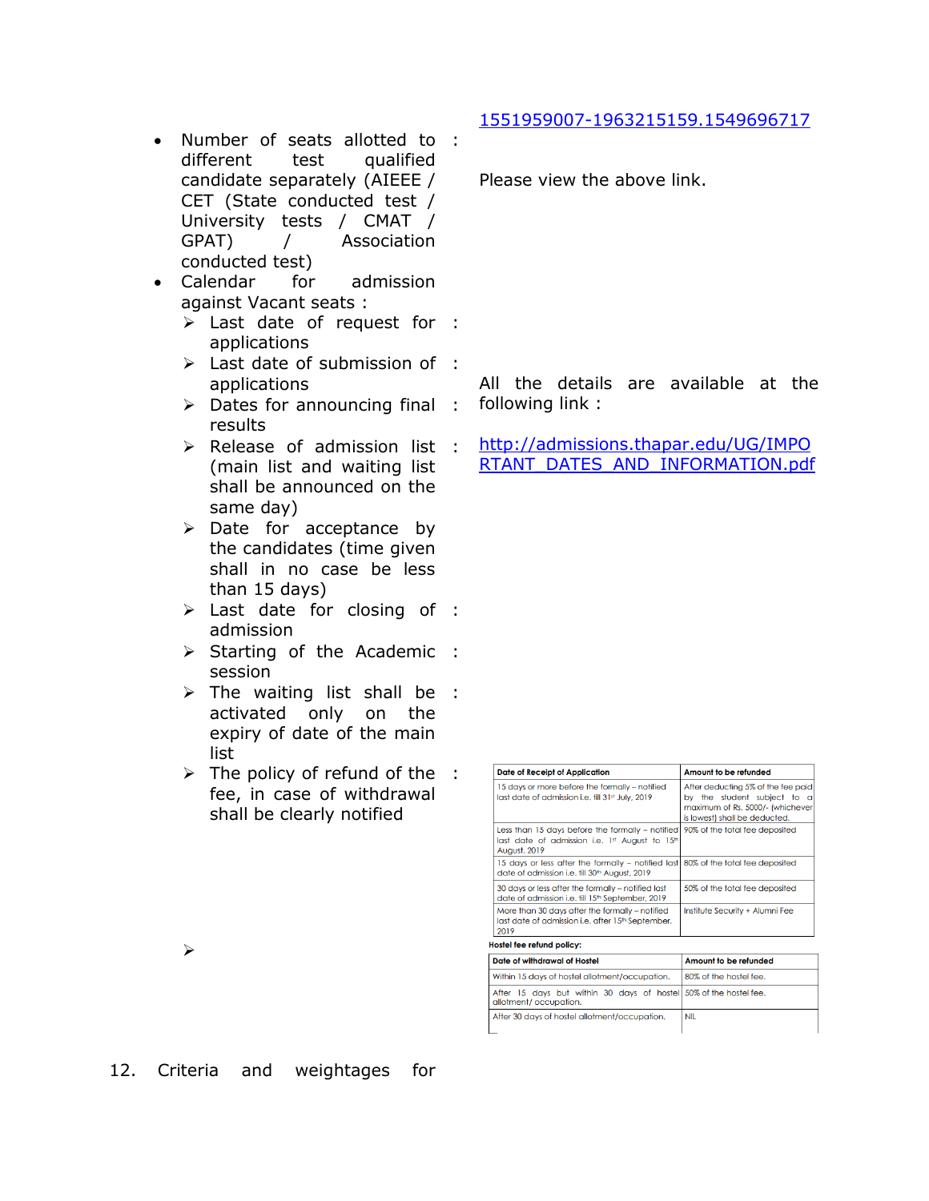- Number of seats allotted to different test qualified candidate separately (AIEEE / CET (State conducted test / University tests / CMAT / GPAT) / Association conducted test) : 1551959007-1963215159.1549696717

  Please view the above link.

- Calendar for admission against Vacant seats :
  - ➢ Last date of request for applications :
  - ➢ Last date of submission of applications :
  - ➢ Dates for announcing final results :
  - ➢ Release of admission list (main list and waiting list shall be announced on the same day) :
  - ➢ Date for acceptance by the candidates (time given shall in no case be less than 15 days)
  - ➢ Last date for closing of admission :
  - ➢ Starting of the Academic session :
  - ➢ The waiting list shall be activated only on the expiry of date of the main list :
  - ➢ The policy of refund of the fee, in case of withdrawal shall be clearly notified :
  - ➢

All the details are available at the following link :

http://admissions.thapar.edu/UG/IMPORTANT_DATES_AND_INFORMATION.pdf

| Date of Receipt of Application | Amount to be refunded |
|---|---|
| 15 days or more before the formally – notified last date of admission i.e. till 31st July, 2019 | After deducting 5% of the fee paid by the student subject to a maximum of Rs. 5000/- (whichever is lowest) shall be deducted. |
| Less than 15 days before the formally – notified last date of admission i.e. 1st August to 15th August, 2019 | 90% of the total fee deposited |
| 15 days or less after the formally – notified last date of admission i.e. till 30th August, 2019 | 80% of the total fee deposited |
| 30 days or less after the formally – notified last date of admission i.e. till 15th September, 2019 | 50% of the total fee deposited |
| More than 30 days after the formally – notified last date of admission i.e. after 15th September, 2019 | Institute Security + Alumni Fee |

**Hostel fee refund policy:**

| Date of withdrawal of Hostel | Amount to be refunded |
|---|---|
| Within 15 days of hostel allotment/occupation. | 80% of the hostel fee. |
| After 15 days but within 30 days of hostel allotment/ occupation. | 50% of the hostel fee. |
| After 30 days of hostel allotment/occupation. | NIL |

12. Criteria and weightages for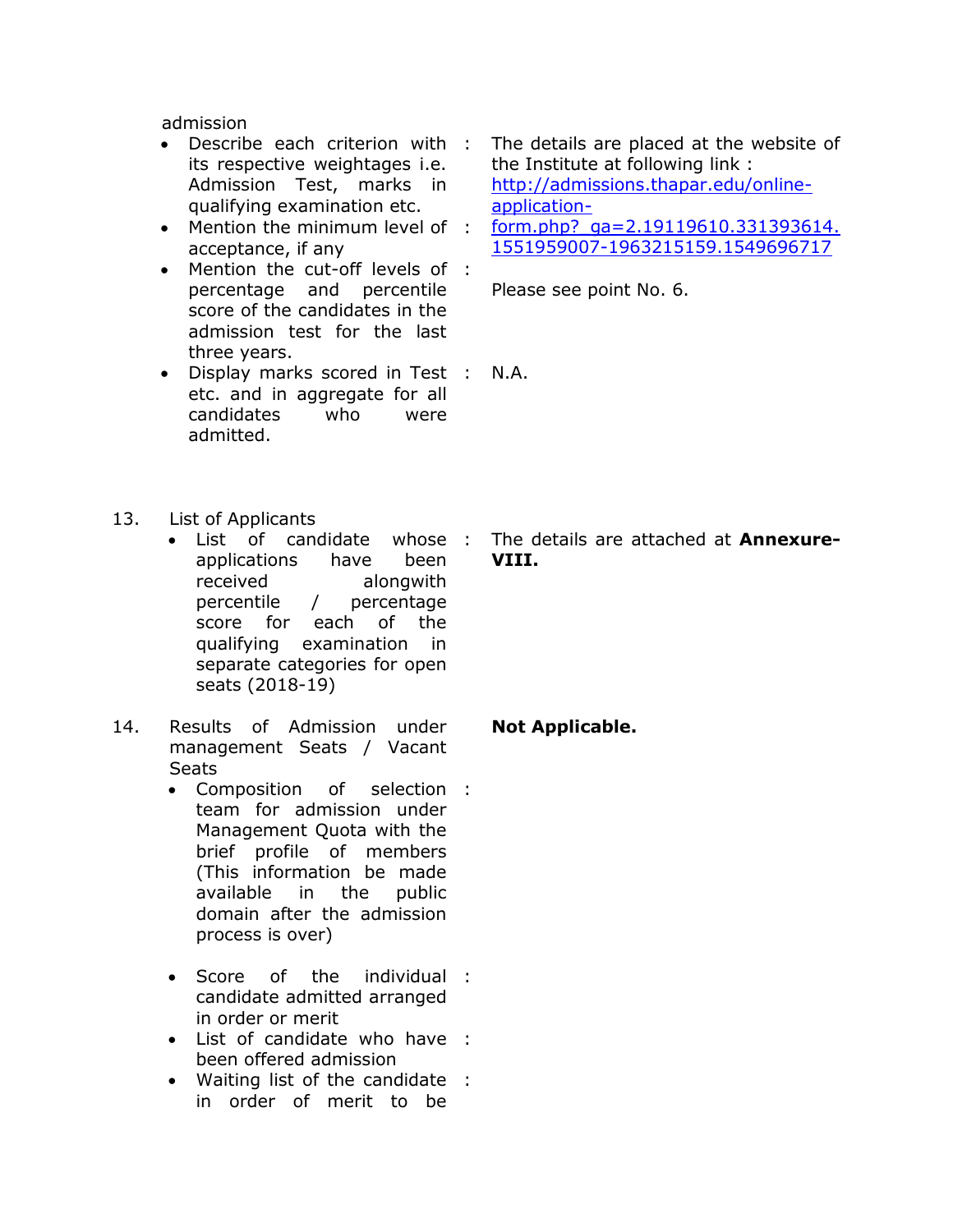admission

| | | |
|---|---|---|
| • Describe each criterion with its respective weightages i.e. Admission Test, marks in qualifying examination etc. | : | The details are placed at the website of the Institute at following link : http://admissions.thapar.edu/online-application-form.php?_ga=2.19119610.331393614.1551959007-1963215159.1549696717 |
| • Mention the minimum level of acceptance, if any | : | |
| • Mention the cut-off levels of percentage and percentile score of the candidates in the admission test for the last three years. | : | Please see point No. 6. |
| • Display marks scored in Test etc. and in aggregate for all candidates who were admitted. | : | N.A. |

13. List of Applicants

| | | |
|---|---|---|
| • List of candidate whose applications have been received alongwith percentile / percentage score for each of the qualifying examination in separate categories for open seats (2018-19) | : | The details are attached at **Annexure-VIII.** |

14. Results of Admission under management Seats / Vacant Seats

**Not Applicable.**

| | | |
|---|---|---|
| • Composition of selection team for admission under Management Quota with the brief profile of members (This information be made available in the public domain after the admission process is over) | : | |
| • Score of the individual candidate admitted arranged in order or merit | : | |
| • List of candidate who have been offered admission | : | |
| • Waiting list of the candidate in order of merit to be | : | |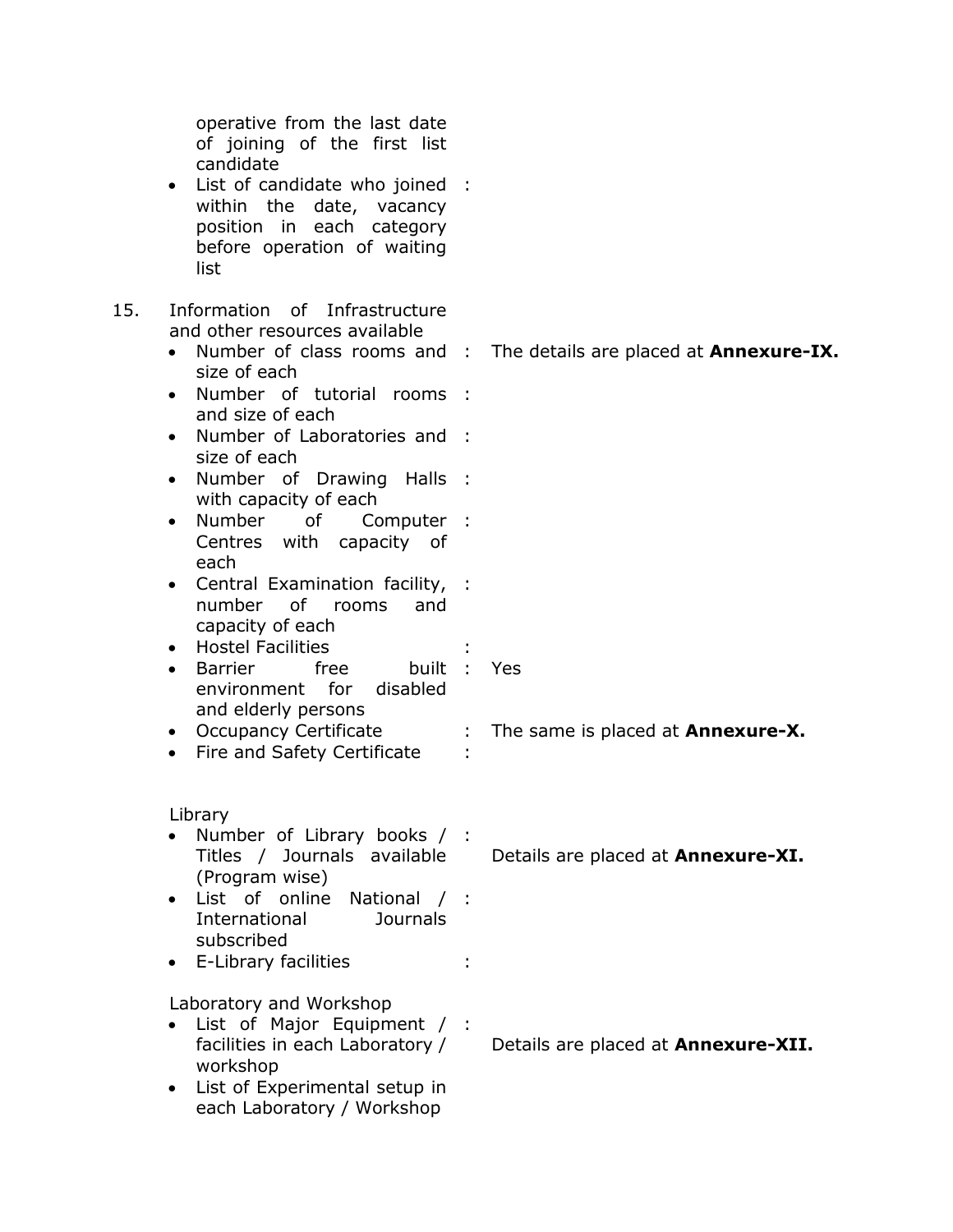- operative from the last date of joining of the first list candidate
- List of candidate who joined within the date, vacancy position in each category before operation of waiting list :

15. Information of Infrastructure and other resources available

- Number of class rooms and size of each : The details are placed at **Annexure-IX.**
- Number of tutorial rooms and size of each :
- Number of Laboratories and size of each :
- Number of Drawing Halls with capacity of each :
- Number of Computer Centres with capacity of each :
- Central Examination facility, number of rooms and capacity of each :
- Hostel Facilities :
- Barrier free built environment for disabled and elderly persons : Yes
- Occupancy Certificate : The same is placed at **Annexure-X.**
- Fire and Safety Certificate :

Library

- Number of Library books / Titles / Journals available (Program wise) : Details are placed at **Annexure-XI.**
- List of online National / International Journals subscribed :
- E-Library facilities :

Laboratory and Workshop

- List of Major Equipment / facilities in each Laboratory / workshop : Details are placed at **Annexure-XII.**
- List of Experimental setup in each Laboratory / Workshop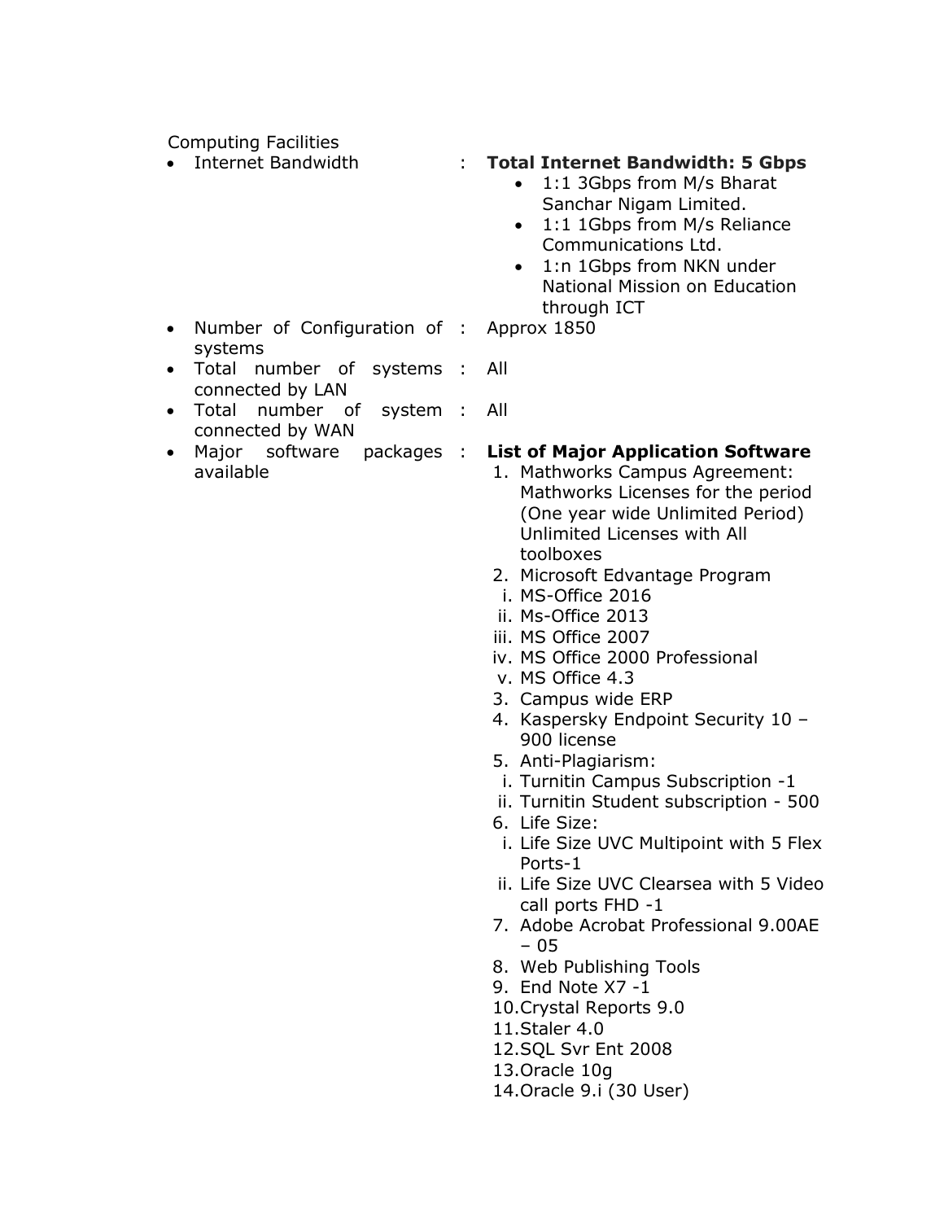Computing Facilities

| | | |
|---|---|---|
| • Internet Bandwidth | : | **Total Internet Bandwidth: 5 Gbps**<br>• 1:1 3Gbps from M/s Bharat Sanchar Nigam Limited.<br>• 1:1 1Gbps from M/s Reliance Communications Ltd.<br>• 1:n 1Gbps from NKN under National Mission on Education through ICT |
| • Number of Configuration of systems | : | Approx 1850 |
| • Total number of systems connected by LAN | : | All |
| • Total number of system connected by WAN | : | All |
| • Major software packages available | : | **List of Major Application Software**<br>1. Mathworks Campus Agreement: Mathworks Licenses for the period (One year wide Unlimited Period) Unlimited Licenses with All toolboxes<br>2. Microsoft Edvantage Program<br>i. MS-Office 2016<br>ii. Ms-Office 2013<br>iii. MS Office 2007<br>iv. MS Office 2000 Professional<br>v. MS Office 4.3<br>3. Campus wide ERP<br>4. Kaspersky Endpoint Security 10 – 900 license<br>5. Anti-Plagiarism:<br>i. Turnitin Campus Subscription -1<br>ii. Turnitin Student subscription - 500<br>6. Life Size:<br>i. Life Size UVC Multipoint with 5 Flex Ports-1<br>ii. Life Size UVC Clearsea with 5 Video call ports FHD -1<br>7. Adobe Acrobat Professional 9.00AE – 05<br>8. Web Publishing Tools<br>9. End Note X7 -1<br>10. Crystal Reports 9.0<br>11. Staler 4.0<br>12. SQL Svr Ent 2008<br>13. Oracle 10g<br>14. Oracle 9.i (30 User) |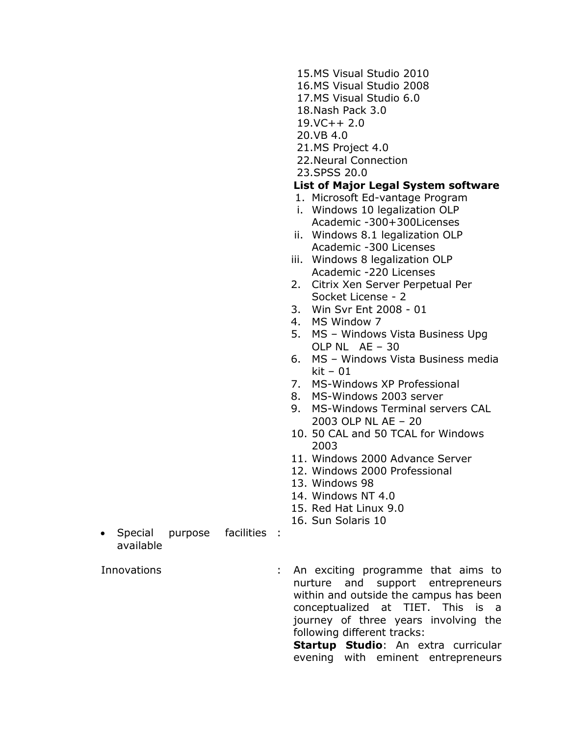15. MS Visual Studio 2010
16. MS Visual Studio 2008
17. MS Visual Studio 6.0
18. Nash Pack 3.0
19. VC++ 2.0
20. VB 4.0
21. MS Project 4.0
22. Neural Connection
23. SPSS 20.0

**List of Major Legal System software**

1. Microsoft Ed-vantage Program
   - i. Windows 10 legalization OLP Academic -300+300Licenses
   - ii. Windows 8.1 legalization OLP Academic -300 Licenses
   - iii. Windows 8 legalization OLP Academic -220 Licenses
2. Citrix Xen Server Perpetual Per Socket License - 2
3. Win Svr Ent 2008 - 01
4. MS Window 7
5. MS – Windows Vista Business Upg OLP NL AE – 30
6. MS – Windows Vista Business media kit – 01
7. MS-Windows XP Professional
8. MS-Windows 2003 server
9. MS-Windows Terminal servers CAL 2003 OLP NL AE – 20
10. 50 CAL and 50 TCAL for Windows 2003
11. Windows 2000 Advance Server
12. Windows 2000 Professional
13. Windows 98
14. Windows NT 4.0
15. Red Hat Linux 9.0
16. Sun Solaris 10

- Special purpose facilities available :

Innovations : An exciting programme that aims to nurture and support entrepreneurs within and outside the campus has been conceptualized at TIET. This is a journey of three years involving the following different tracks:

**Startup Studio**: An extra curricular evening with eminent entrepreneurs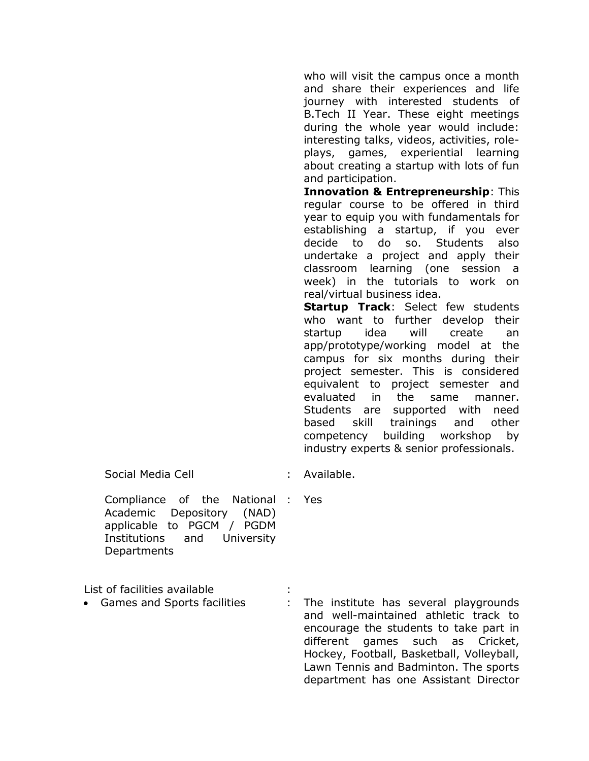| | | |
|---|---|---|
| | | who will visit the campus once a month and share their experiences and life journey with interested students of B.Tech II Year. These eight meetings during the whole year would include: interesting talks, videos, activities, role-plays, games, experiential learning about creating a startup with lots of fun and participation.<br>**Innovation & Entrepreneurship**: This regular course to be offered in third year to equip you with fundamentals for establishing a startup, if you ever decide to do so. Students also undertake a project and apply their classroom learning (one session a week) in the tutorials to work on real/virtual business idea.<br>**Startup Track**: Select few students who want to further develop their startup idea will create an app/prototype/working model at the campus for six months during their project semester. This is considered equivalent to project semester and evaluated in the same manner. Students are supported with need based skill trainings and other competency building workshop by industry experts & senior professionals. |
| Social Media Cell | : | Available. |
| Compliance of the National Academic Depository (NAD) applicable to PGCM / PGDM Institutions and University Departments | : | Yes |

List of facilities available :

- Games and Sports facilities : The institute has several playgrounds and well-maintained athletic track to encourage the students to take part in different games such as Cricket, Hockey, Football, Basketball, Volleyball, Lawn Tennis and Badminton. The sports department has one Assistant Director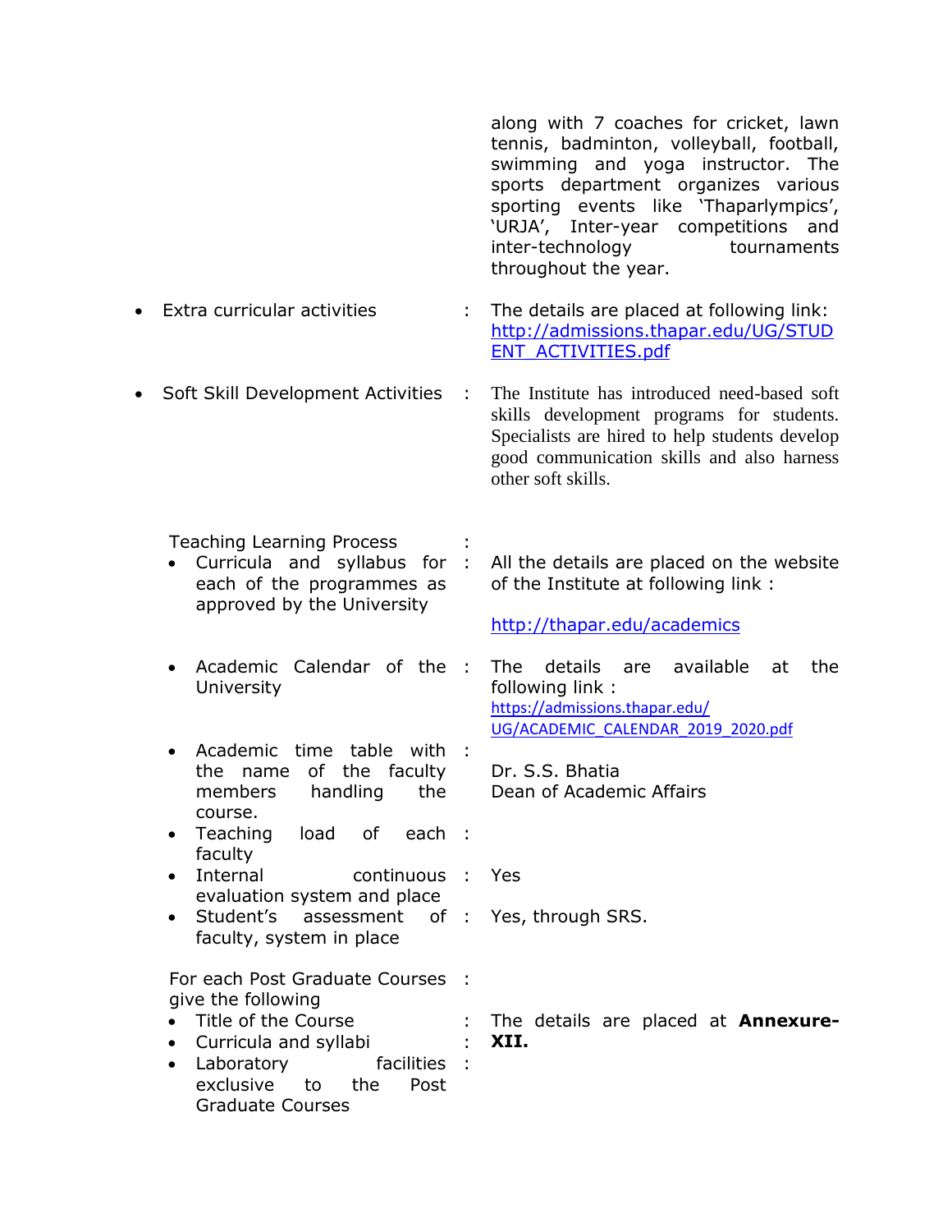along with 7 coaches for cricket, lawn tennis, badminton, volleyball, football, swimming and yoga instructor. The sports department organizes various sporting events like 'Thaparlympics', 'URJA', Inter-year competitions and inter-technology tournaments throughout the year.

- Extra curricular activities : The details are placed at following link: http://admissions.thapar.edu/UG/STUDENT_ACTIVITIES.pdf

- Soft Skill Development Activities : The Institute has introduced need-based soft skills development programs for students. Specialists are hired to help students develop good communication skills and also harness other soft skills.

Teaching Learning Process :

- Curricula and syllabus for each of the programmes as approved by the University : All the details are placed on the website of the Institute at following link :

  http://thapar.edu/academics

- Academic Calendar of the University : The details are available at the following link : https://admissions.thapar.edu/UG/ACADEMIC_CALENDAR_2019_2020.pdf
- Academic time table with the name of the faculty members handling the course. : Dr. S.S. Bhatia, Dean of Academic Affairs
- Teaching load of each faculty :
- Internal continuous evaluation system and place : Yes
- Student's assessment of faculty, system in place : Yes, through SRS.

For each Post Graduate Courses give the following :

- Title of the Course : The details are placed at **Annexure-XII.**
- Curricula and syllabi :
- Laboratory facilities exclusive to the Post Graduate Courses :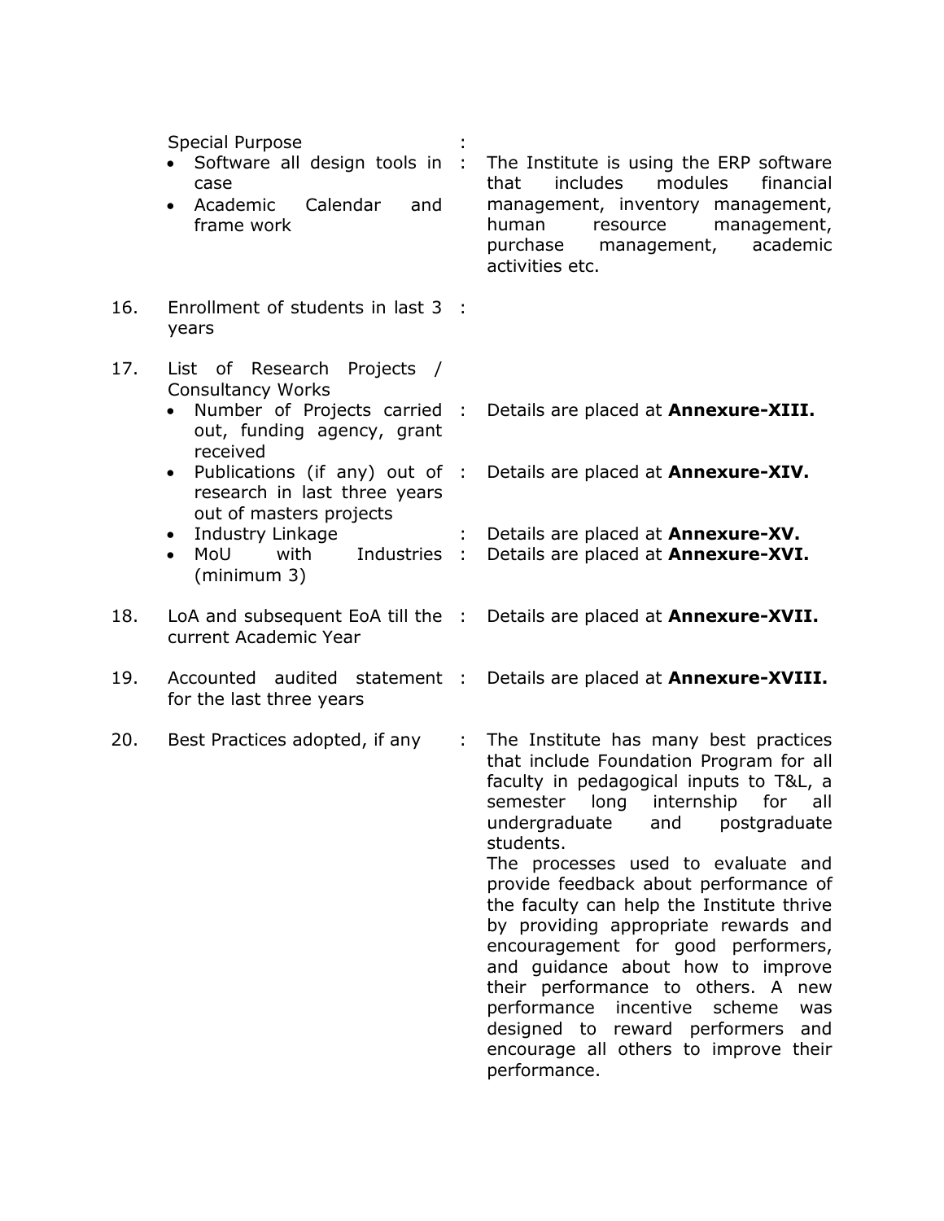| | | | |
|---|---|---|---|
| | Special Purpose<br>• Software all design tools in case<br>• Academic Calendar and frame work | :<br>: | The Institute is using the ERP software that includes modules financial management, inventory management, human resource management, purchase management, academic activities etc. |
| 16. | Enrollment of students in last 3 years | : | |
| 17. | List of Research Projects / Consultancy Works | | |
| | • Number of Projects carried out, funding agency, grant received | : | Details are placed at **Annexure-XIII.** |
| | • Publications (if any) out of research in last three years out of masters projects | : | Details are placed at **Annexure-XIV.** |
| | • Industry Linkage | : | Details are placed at **Annexure-XV.** |
| | • MoU with Industries (minimum 3) | : | Details are placed at **Annexure-XVI.** |
| 18. | LoA and subsequent EoA till the current Academic Year | : | Details are placed at **Annexure-XVII.** |
| 19. | Accounted audited statement for the last three years | : | Details are placed at **Annexure-XVIII.** |
| 20. | Best Practices adopted, if any | : | The Institute has many best practices that include Foundation Program for all faculty in pedagogical inputs to T&L, a semester long internship for all undergraduate and postgraduate students.<br>The processes used to evaluate and provide feedback about performance of the faculty can help the Institute thrive by providing appropriate rewards and encouragement for good performers, and guidance about how to improve their performance to others. A new performance incentive scheme was designed to reward performers and encourage all others to improve their performance. |